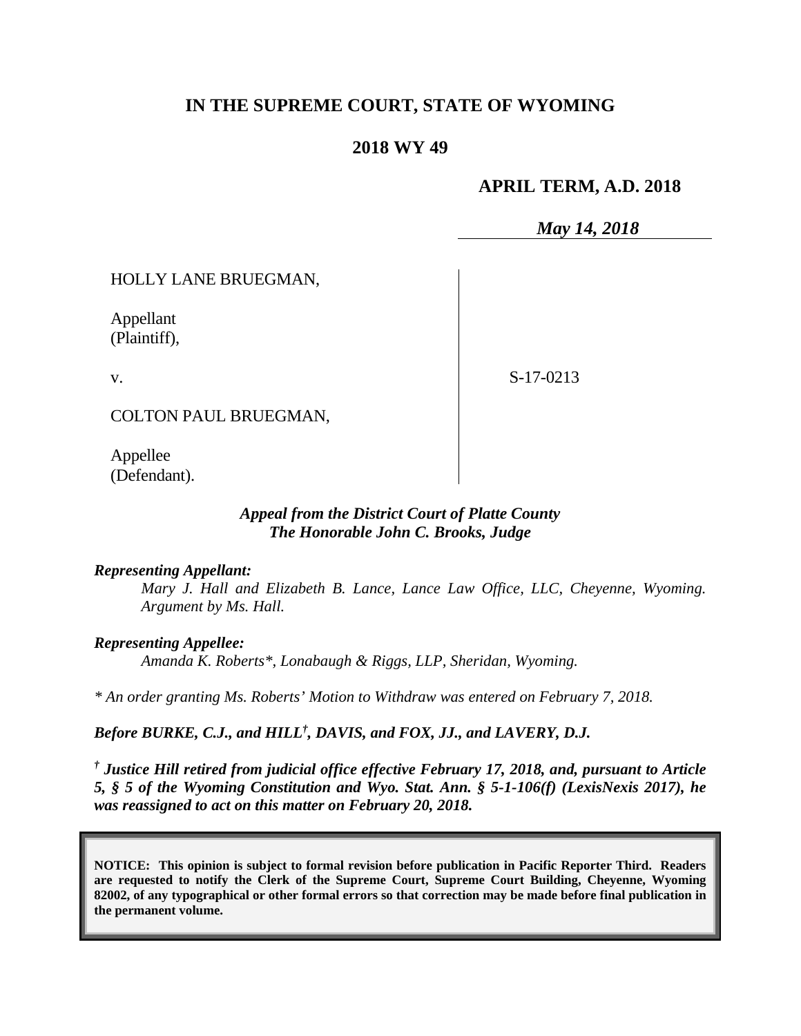# IN THE SUPREME COURT, STATE OF WYOMING

## 2018 WY 49

**APRIL TERM, A.D. 2018**

*May 14, 2018*

| | |
|---|---|
| HOLLY LANE BRUEGMAN,<br><br>Appellant<br>(Plaintiff),<br><br>v.<br><br>COLTON PAUL BRUEGMAN,<br><br>Appellee<br>(Defendant). | S-17-0213 |

***Appeal from the District Court of Platte County***
***The Honorable John C. Brooks, Judge***

***Representing Appellant:***

*Mary J. Hall and Elizabeth B. Lance, Lance Law Office, LLC, Cheyenne, Wyoming. Argument by Ms. Hall.*

***Representing Appellee:***

*Amanda K. Roberts\*, Lonabaugh & Riggs, LLP, Sheridan, Wyoming.*

*\* An order granting Ms. Roberts' Motion to Withdraw was entered on February 7, 2018.*

***Before BURKE, C.J., and HILL†, DAVIS, and FOX, JJ., and LAVERY, D.J.***

***† Justice Hill retired from judicial office effective February 17, 2018, and, pursuant to Article 5, § 5 of the Wyoming Constitution and Wyo. Stat. Ann. § 5-1-106(f) (LexisNexis 2017), he was reassigned to act on this matter on February 20, 2018.***

**NOTICE: This opinion is subject to formal revision before publication in Pacific Reporter Third. Readers are requested to notify the Clerk of the Supreme Court, Supreme Court Building, Cheyenne, Wyoming 82002, of any typographical or other formal errors so that correction may be made before final publication in the permanent volume.**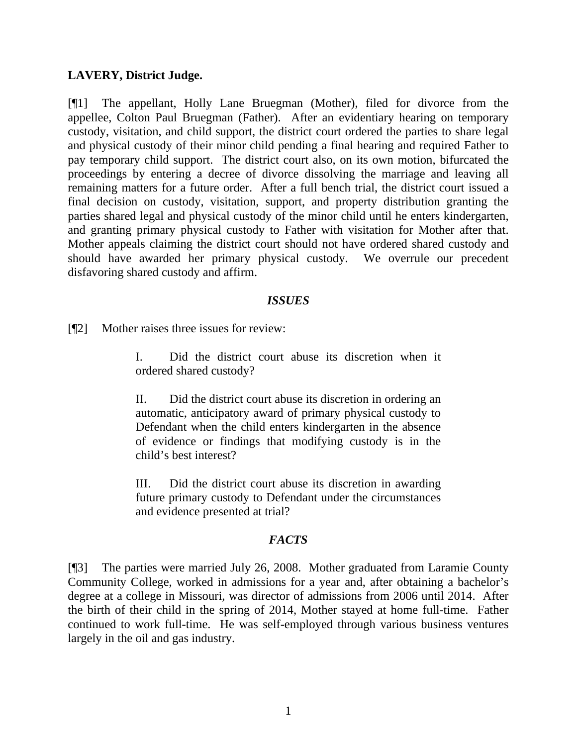**LAVERY, District Judge.**

[¶1] The appellant, Holly Lane Bruegman (Mother), filed for divorce from the appellee, Colton Paul Bruegman (Father). After an evidentiary hearing on temporary custody, visitation, and child support, the district court ordered the parties to share legal and physical custody of their minor child pending a final hearing and required Father to pay temporary child support. The district court also, on its own motion, bifurcated the proceedings by entering a decree of divorce dissolving the marriage and leaving all remaining matters for a future order. After a full bench trial, the district court issued a final decision on custody, visitation, support, and property distribution granting the parties shared legal and physical custody of the minor child until he enters kindergarten, and granting primary physical custody to Father with visitation for Mother after that. Mother appeals claiming the district court should not have ordered shared custody and should have awarded her primary physical custody. We overrule our precedent disfavoring shared custody and affirm.

### *ISSUES*

[¶2] Mother raises three issues for review:

> I. Did the district court abuse its discretion when it ordered shared custody?
>
> II. Did the district court abuse its discretion in ordering an automatic, anticipatory award of primary physical custody to Defendant when the child enters kindergarten in the absence of evidence or findings that modifying custody is in the child's best interest?
>
> III. Did the district court abuse its discretion in awarding future primary custody to Defendant under the circumstances and evidence presented at trial?

### *FACTS*

[¶3] The parties were married July 26, 2008. Mother graduated from Laramie County Community College, worked in admissions for a year and, after obtaining a bachelor's degree at a college in Missouri, was director of admissions from 2006 until 2014. After the birth of their child in the spring of 2014, Mother stayed at home full-time. Father continued to work full-time. He was self-employed through various business ventures largely in the oil and gas industry.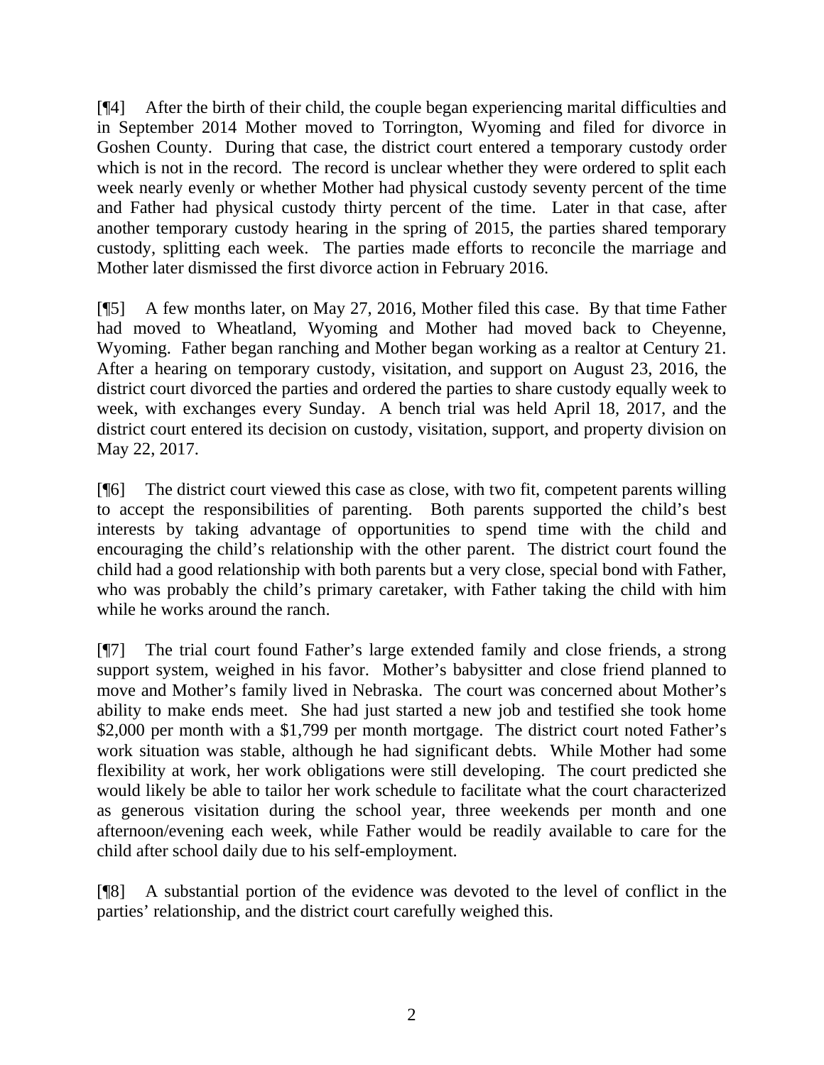[¶4] After the birth of their child, the couple began experiencing marital difficulties and in September 2014 Mother moved to Torrington, Wyoming and filed for divorce in Goshen County. During that case, the district court entered a temporary custody order which is not in the record. The record is unclear whether they were ordered to split each week nearly evenly or whether Mother had physical custody seventy percent of the time and Father had physical custody thirty percent of the time. Later in that case, after another temporary custody hearing in the spring of 2015, the parties shared temporary custody, splitting each week. The parties made efforts to reconcile the marriage and Mother later dismissed the first divorce action in February 2016.

[¶5] A few months later, on May 27, 2016, Mother filed this case. By that time Father had moved to Wheatland, Wyoming and Mother had moved back to Cheyenne, Wyoming. Father began ranching and Mother began working as a realtor at Century 21. After a hearing on temporary custody, visitation, and support on August 23, 2016, the district court divorced the parties and ordered the parties to share custody equally week to week, with exchanges every Sunday. A bench trial was held April 18, 2017, and the district court entered its decision on custody, visitation, support, and property division on May 22, 2017.

[¶6] The district court viewed this case as close, with two fit, competent parents willing to accept the responsibilities of parenting. Both parents supported the child's best interests by taking advantage of opportunities to spend time with the child and encouraging the child's relationship with the other parent. The district court found the child had a good relationship with both parents but a very close, special bond with Father, who was probably the child's primary caretaker, with Father taking the child with him while he works around the ranch.

[¶7] The trial court found Father's large extended family and close friends, a strong support system, weighed in his favor. Mother's babysitter and close friend planned to move and Mother's family lived in Nebraska. The court was concerned about Mother's ability to make ends meet. She had just started a new job and testified she took home $2,000 per month with a $1,799 per month mortgage. The district court noted Father's work situation was stable, although he had significant debts. While Mother had some flexibility at work, her work obligations were still developing. The court predicted she would likely be able to tailor her work schedule to facilitate what the court characterized as generous visitation during the school year, three weekends per month and one afternoon/evening each week, while Father would be readily available to care for the child after school daily due to his self-employment.

[¶8] A substantial portion of the evidence was devoted to the level of conflict in the parties' relationship, and the district court carefully weighed this.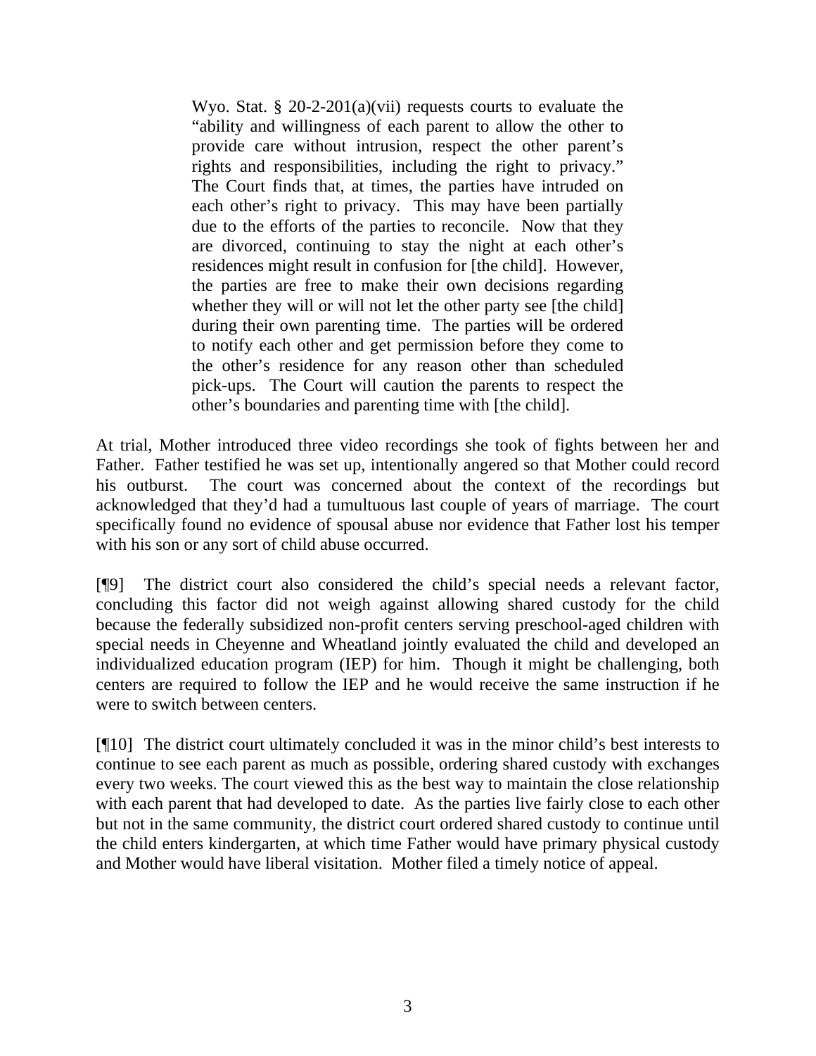> Wyo. Stat. § 20-2-201(a)(vii) requests courts to evaluate the "ability and willingness of each parent to allow the other to provide care without intrusion, respect the other parent's rights and responsibilities, including the right to privacy." The Court finds that, at times, the parties have intruded on each other's right to privacy. This may have been partially due to the efforts of the parties to reconcile. Now that they are divorced, continuing to stay the night at each other's residences might result in confusion for [the child]. However, the parties are free to make their own decisions regarding whether they will or will not let the other party see [the child] during their own parenting time. The parties will be ordered to notify each other and get permission before they come to the other's residence for any reason other than scheduled pick-ups. The Court will caution the parents to respect the other's boundaries and parenting time with [the child].

At trial, Mother introduced three video recordings she took of fights between her and Father. Father testified he was set up, intentionally angered so that Mother could record his outburst. The court was concerned about the context of the recordings but acknowledged that they'd had a tumultuous last couple of years of marriage. The court specifically found no evidence of spousal abuse nor evidence that Father lost his temper with his son or any sort of child abuse occurred.

[¶9] The district court also considered the child's special needs a relevant factor, concluding this factor did not weigh against allowing shared custody for the child because the federally subsidized non-profit centers serving preschool-aged children with special needs in Cheyenne and Wheatland jointly evaluated the child and developed an individualized education program (IEP) for him. Though it might be challenging, both centers are required to follow the IEP and he would receive the same instruction if he were to switch between centers.

[¶10] The district court ultimately concluded it was in the minor child's best interests to continue to see each parent as much as possible, ordering shared custody with exchanges every two weeks. The court viewed this as the best way to maintain the close relationship with each parent that had developed to date. As the parties live fairly close to each other but not in the same community, the district court ordered shared custody to continue until the child enters kindergarten, at which time Father would have primary physical custody and Mother would have liberal visitation. Mother filed a timely notice of appeal.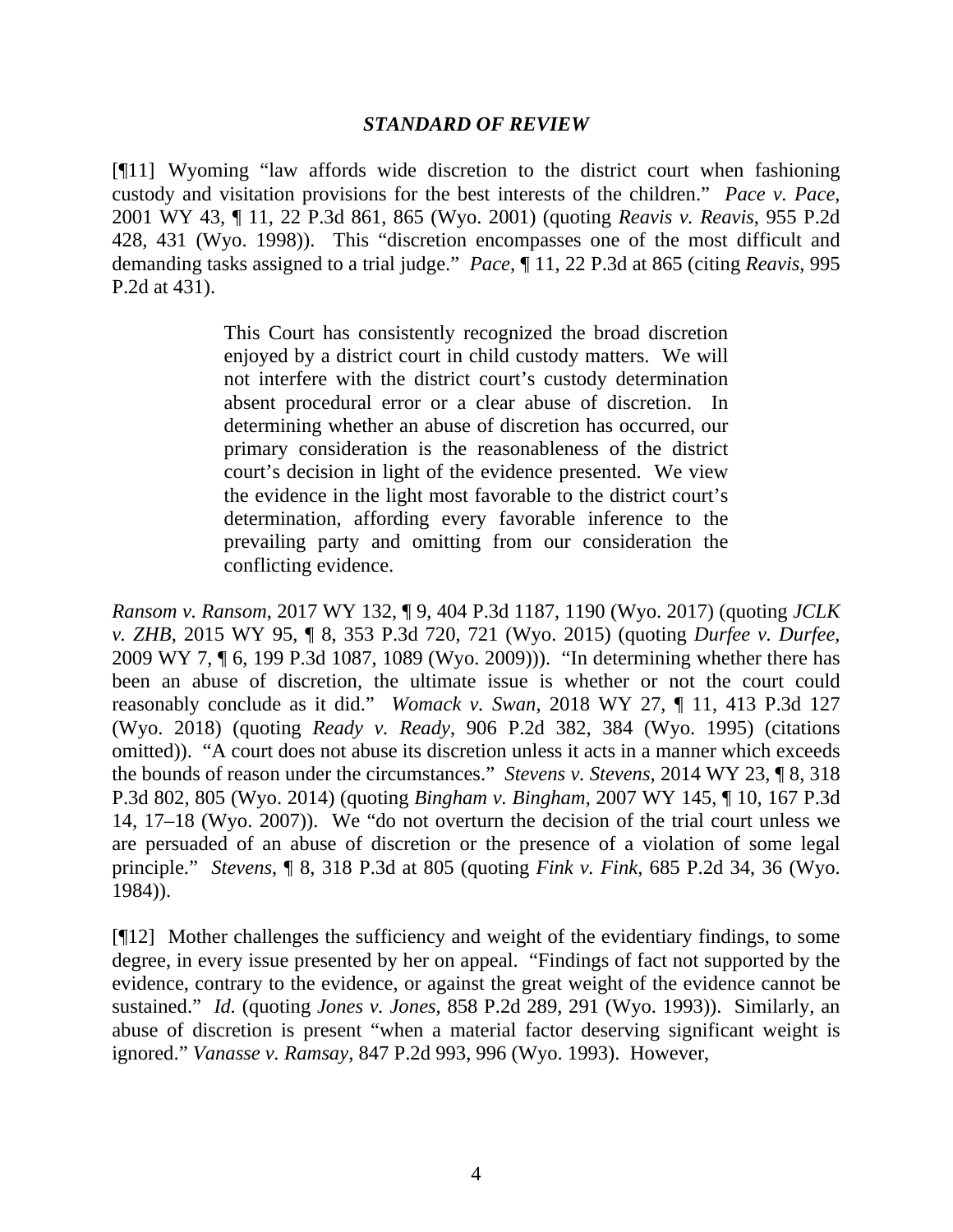### *STANDARD OF REVIEW*

[¶11] Wyoming "law affords wide discretion to the district court when fashioning custody and visitation provisions for the best interests of the children." *Pace v. Pace*, 2001 WY 43, ¶ 11, 22 P.3d 861, 865 (Wyo. 2001) (quoting *Reavis v. Reavis*, 955 P.2d 428, 431 (Wyo. 1998)). This "discretion encompasses one of the most difficult and demanding tasks assigned to a trial judge." *Pace*, ¶ 11, 22 P.3d at 865 (citing *Reavis*, 995 P.2d at 431).

> This Court has consistently recognized the broad discretion enjoyed by a district court in child custody matters. We will not interfere with the district court's custody determination absent procedural error or a clear abuse of discretion. In determining whether an abuse of discretion has occurred, our primary consideration is the reasonableness of the district court's decision in light of the evidence presented. We view the evidence in the light most favorable to the district court's determination, affording every favorable inference to the prevailing party and omitting from our consideration the conflicting evidence.

*Ransom v. Ransom*, 2017 WY 132, ¶ 9, 404 P.3d 1187, 1190 (Wyo. 2017) (quoting *JCLK v. ZHB*, 2015 WY 95, ¶ 8, 353 P.3d 720, 721 (Wyo. 2015) (quoting *Durfee v. Durfee*, 2009 WY 7, ¶ 6, 199 P.3d 1087, 1089 (Wyo. 2009))). "In determining whether there has been an abuse of discretion, the ultimate issue is whether or not the court could reasonably conclude as it did." *Womack v. Swan*, 2018 WY 27, ¶ 11, 413 P.3d 127 (Wyo. 2018) (quoting *Ready v. Ready*, 906 P.2d 382, 384 (Wyo. 1995) (citations omitted)). "A court does not abuse its discretion unless it acts in a manner which exceeds the bounds of reason under the circumstances." *Stevens v. Stevens*, 2014 WY 23, ¶ 8, 318 P.3d 802, 805 (Wyo. 2014) (quoting *Bingham v. Bingham*, 2007 WY 145, ¶ 10, 167 P.3d 14, 17–18 (Wyo. 2007)). We "do not overturn the decision of the trial court unless we are persuaded of an abuse of discretion or the presence of a violation of some legal principle." *Stevens*, ¶ 8, 318 P.3d at 805 (quoting *Fink v. Fink*, 685 P.2d 34, 36 (Wyo. 1984)).

[¶12] Mother challenges the sufficiency and weight of the evidentiary findings, to some degree, in every issue presented by her on appeal. "Findings of fact not supported by the evidence, contrary to the evidence, or against the great weight of the evidence cannot be sustained." *Id.* (quoting *Jones v. Jones*, 858 P.2d 289, 291 (Wyo. 1993)). Similarly, an abuse of discretion is present "when a material factor deserving significant weight is ignored." *Vanasse v. Ramsay*, 847 P.2d 993, 996 (Wyo. 1993). However,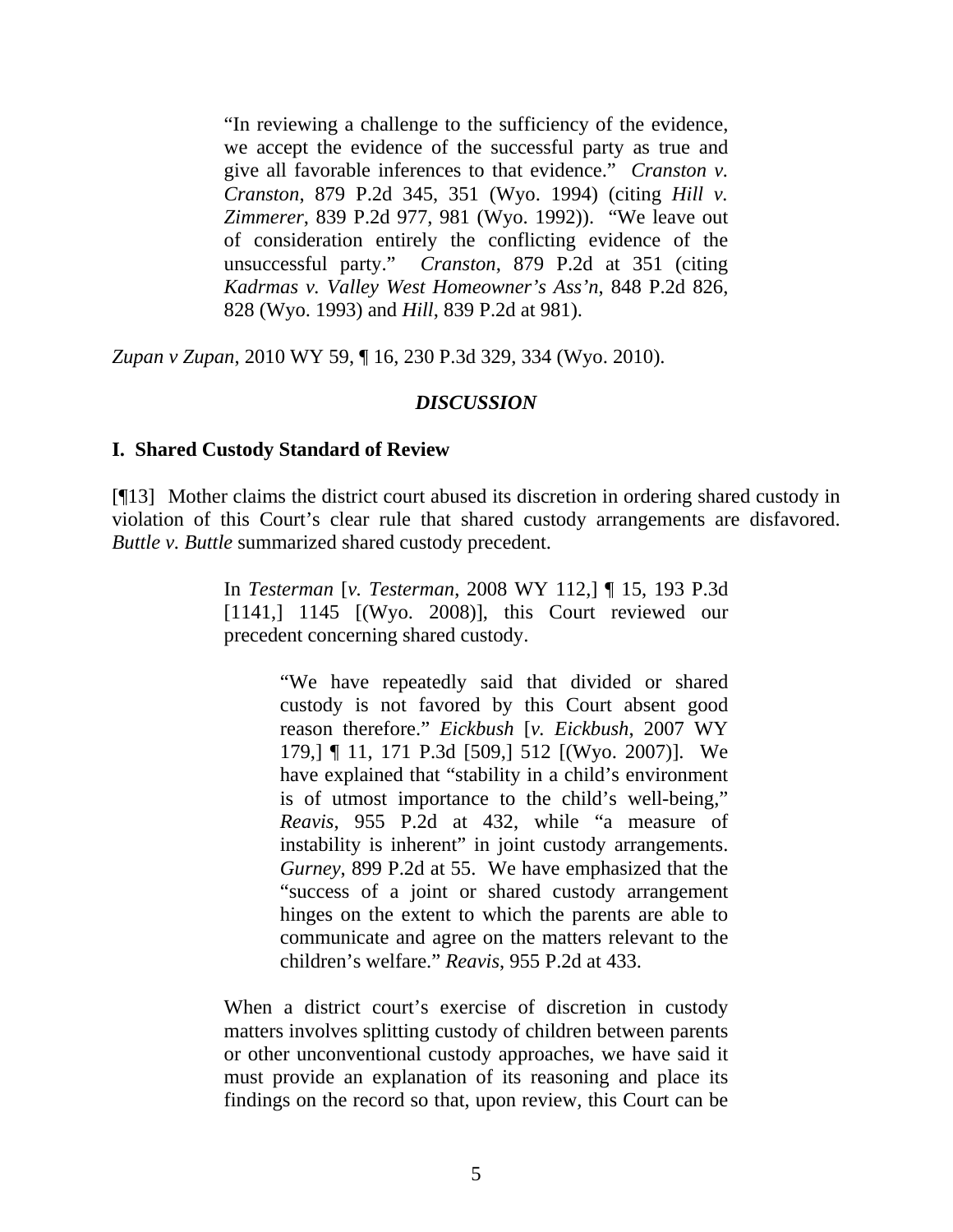> "In reviewing a challenge to the sufficiency of the evidence, we accept the evidence of the successful party as true and give all favorable inferences to that evidence." *Cranston v. Cranston*, 879 P.2d 345, 351 (Wyo. 1994) (citing *Hill v. Zimmerer*, 839 P.2d 977, 981 (Wyo. 1992)). "We leave out of consideration entirely the conflicting evidence of the unsuccessful party." *Cranston*, 879 P.2d at 351 (citing *Kadrmas v. Valley West Homeowner's Ass'n*, 848 P.2d 826, 828 (Wyo. 1993) and *Hill*, 839 P.2d at 981).

*Zupan v Zupan*, 2010 WY 59, ¶ 16, 230 P.3d 329, 334 (Wyo. 2010).

### *DISCUSSION*

#### I. Shared Custody Standard of Review

[¶13] Mother claims the district court abused its discretion in ordering shared custody in violation of this Court's clear rule that shared custody arrangements are disfavored. *Buttle v. Buttle* summarized shared custody precedent.

> In *Testerman* [*v. Testerman*, 2008 WY 112,] ¶ 15, 193 P.3d [1141,] 1145 [(Wyo. 2008)], this Court reviewed our precedent concerning shared custody.
>
> > "We have repeatedly said that divided or shared custody is not favored by this Court absent good reason therefore." *Eickbush* [*v. Eickbush*, 2007 WY 179,] ¶ 11, 171 P.3d [509,] 512 [(Wyo. 2007)]. We have explained that "stability in a child's environment is of utmost importance to the child's well-being," *Reavis*, 955 P.2d at 432, while "a measure of instability is inherent" in joint custody arrangements. *Gurney*, 899 P.2d at 55. We have emphasized that the "success of a joint or shared custody arrangement hinges on the extent to which the parents are able to communicate and agree on the matters relevant to the children's welfare." *Reavis*, 955 P.2d at 433.
>
> When a district court's exercise of discretion in custody matters involves splitting custody of children between parents or other unconventional custody approaches, we have said it must provide an explanation of its reasoning and place its findings on the record so that, upon review, this Court can be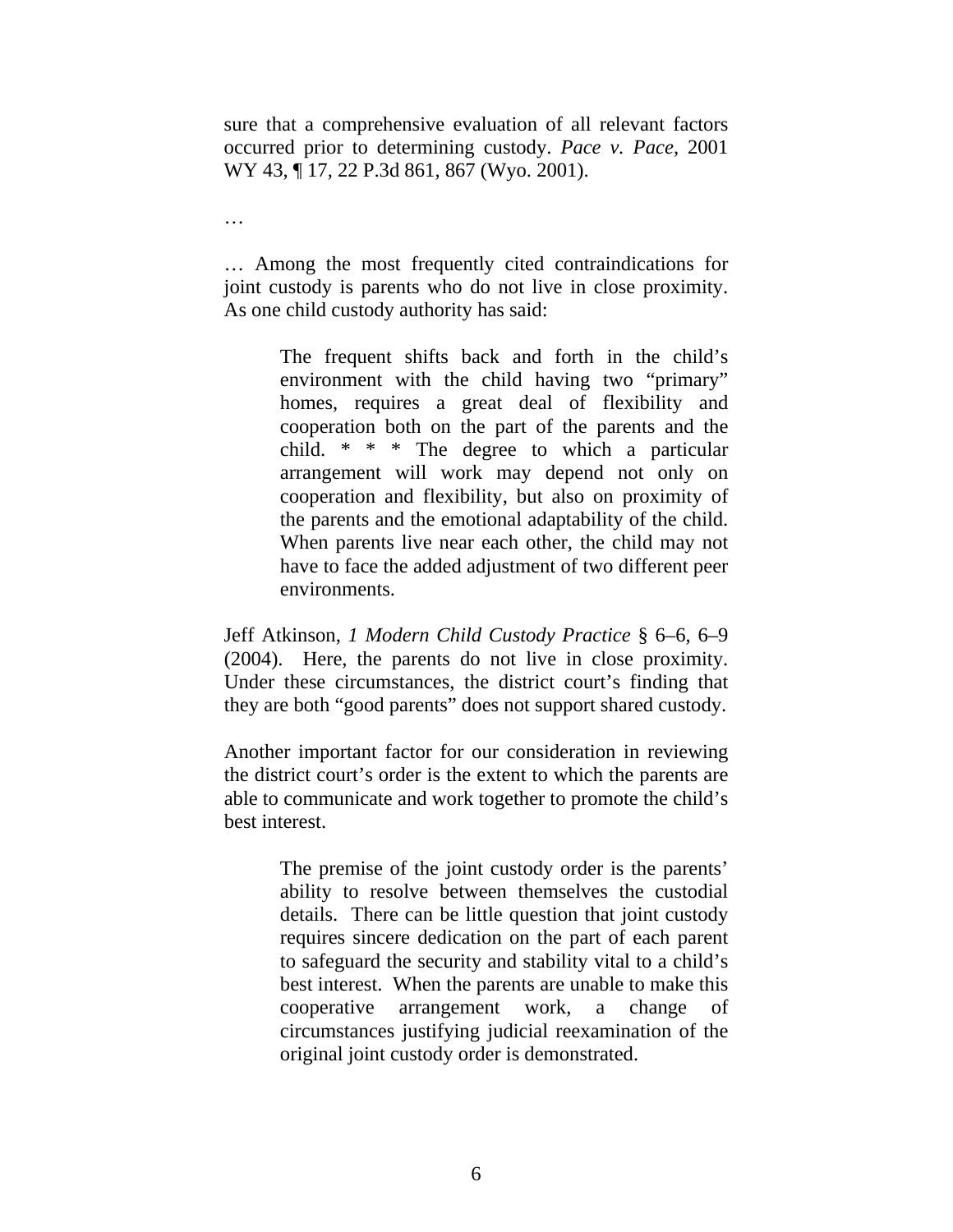sure that a comprehensive evaluation of all relevant factors occurred prior to determining custody. *Pace v. Pace*, 2001 WY 43, ¶ 17, 22 P.3d 861, 867 (Wyo. 2001).

…

… Among the most frequently cited contraindications for joint custody is parents who do not live in close proximity. As one child custody authority has said:

> The frequent shifts back and forth in the child's environment with the child having two "primary" homes, requires a great deal of flexibility and cooperation both on the part of the parents and the child. * * * The degree to which a particular arrangement will work may depend not only on cooperation and flexibility, but also on proximity of the parents and the emotional adaptability of the child. When parents live near each other, the child may not have to face the added adjustment of two different peer environments.

Jeff Atkinson, *1 Modern Child Custody Practice* § 6–6, 6–9 (2004). Here, the parents do not live in close proximity. Under these circumstances, the district court's finding that they are both "good parents" does not support shared custody.

Another important factor for our consideration in reviewing the district court's order is the extent to which the parents are able to communicate and work together to promote the child's best interest.

> The premise of the joint custody order is the parents' ability to resolve between themselves the custodial details. There can be little question that joint custody requires sincere dedication on the part of each parent to safeguard the security and stability vital to a child's best interest. When the parents are unable to make this cooperative arrangement work, a change of circumstances justifying judicial reexamination of the original joint custody order is demonstrated.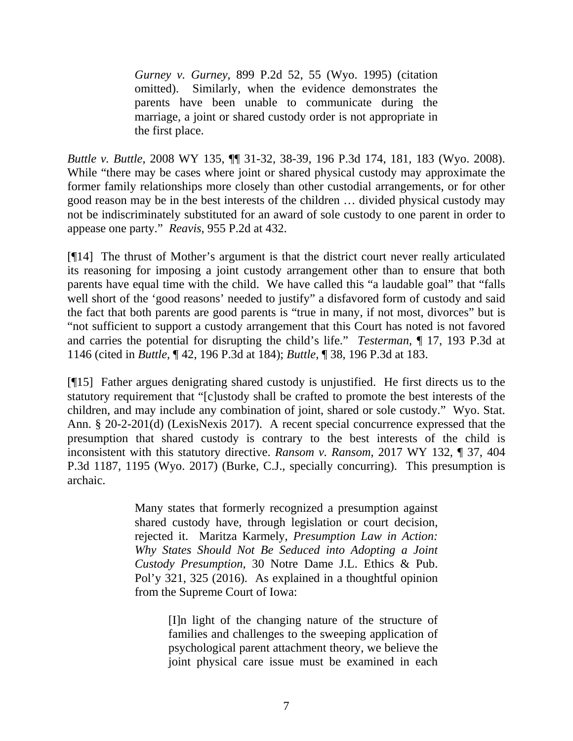> *Gurney v. Gurney*, 899 P.2d 52, 55 (Wyo. 1995) (citation omitted). Similarly, when the evidence demonstrates the parents have been unable to communicate during the marriage, a joint or shared custody order is not appropriate in the first place.

*Buttle v. Buttle*, 2008 WY 135, ¶¶ 31-32, 38-39, 196 P.3d 174, 181, 183 (Wyo. 2008). While "there may be cases where joint or shared physical custody may approximate the former family relationships more closely than other custodial arrangements, or for other good reason may be in the best interests of the children … divided physical custody may not be indiscriminately substituted for an award of sole custody to one parent in order to appease one party." *Reavis*, 955 P.2d at 432.

[¶14] The thrust of Mother's argument is that the district court never really articulated its reasoning for imposing a joint custody arrangement other than to ensure that both parents have equal time with the child. We have called this "a laudable goal" that "falls well short of the 'good reasons' needed to justify" a disfavored form of custody and said the fact that both parents are good parents is "true in many, if not most, divorces" but is "not sufficient to support a custody arrangement that this Court has noted is not favored and carries the potential for disrupting the child's life." *Testerman*, ¶ 17, 193 P.3d at 1146 (cited in *Buttle*, ¶ 42, 196 P.3d at 184); *Buttle*, ¶ 38, 196 P.3d at 183.

[¶15] Father argues denigrating shared custody is unjustified. He first directs us to the statutory requirement that "[c]ustody shall be crafted to promote the best interests of the children, and may include any combination of joint, shared or sole custody." Wyo. Stat. Ann. § 20-2-201(d) (LexisNexis 2017). A recent special concurrence expressed that the presumption that shared custody is contrary to the best interests of the child is inconsistent with this statutory directive. *Ransom v. Ransom*, 2017 WY 132, ¶ 37, 404 P.3d 1187, 1195 (Wyo. 2017) (Burke, C.J., specially concurring). This presumption is archaic.

> Many states that formerly recognized a presumption against shared custody have, through legislation or court decision, rejected it. Maritza Karmely, *Presumption Law in Action: Why States Should Not Be Seduced into Adopting a Joint Custody Presumption*, 30 Notre Dame J.L. Ethics & Pub. Pol'y 321, 325 (2016). As explained in a thoughtful opinion from the Supreme Court of Iowa:
>
> > [I]n light of the changing nature of the structure of families and challenges to the sweeping application of psychological parent attachment theory, we believe the joint physical care issue must be examined in each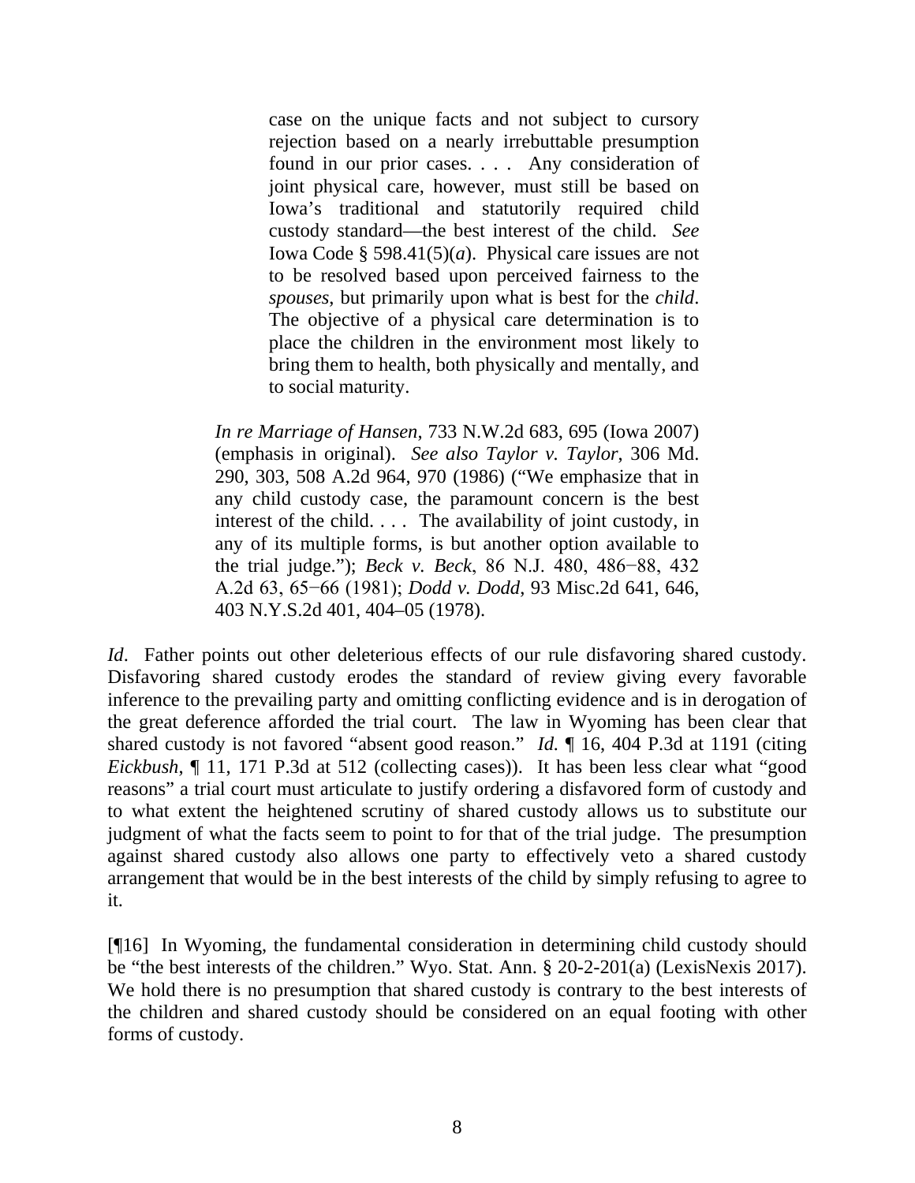> case on the unique facts and not subject to cursory rejection based on a nearly irrebuttable presumption found in our prior cases. . . . Any consideration of joint physical care, however, must still be based on Iowa's traditional and statutorily required child custody standard—the best interest of the child. *See* Iowa Code § 598.41(5)(*a*). Physical care issues are not to be resolved based upon perceived fairness to the *spouses*, but primarily upon what is best for the *child*. The objective of a physical care determination is to place the children in the environment most likely to bring them to health, both physically and mentally, and to social maturity.

> *In re Marriage of Hansen*, 733 N.W.2d 683, 695 (Iowa 2007) (emphasis in original). *See also Taylor v. Taylor*, 306 Md. 290, 303, 508 A.2d 964, 970 (1986) ("We emphasize that in any child custody case, the paramount concern is the best interest of the child. . . . The availability of joint custody, in any of its multiple forms, is but another option available to the trial judge."); *Beck v. Beck*, 86 N.J. 480, 486−88, 432 A.2d 63, 65−66 (1981); *Dodd v. Dodd*, 93 Misc.2d 641, 646, 403 N.Y.S.2d 401, 404–05 (1978).

*Id*. Father points out other deleterious effects of our rule disfavoring shared custody. Disfavoring shared custody erodes the standard of review giving every favorable inference to the prevailing party and omitting conflicting evidence and is in derogation of the great deference afforded the trial court. The law in Wyoming has been clear that shared custody is not favored "absent good reason." *Id.* ¶ 16, 404 P.3d at 1191 (citing *Eickbush*, ¶ 11, 171 P.3d at 512 (collecting cases)). It has been less clear what "good reasons" a trial court must articulate to justify ordering a disfavored form of custody and to what extent the heightened scrutiny of shared custody allows us to substitute our judgment of what the facts seem to point to for that of the trial judge. The presumption against shared custody also allows one party to effectively veto a shared custody arrangement that would be in the best interests of the child by simply refusing to agree to it.

[¶16] In Wyoming, the fundamental consideration in determining child custody should be "the best interests of the children." Wyo. Stat. Ann. § 20-2-201(a) (LexisNexis 2017). We hold there is no presumption that shared custody is contrary to the best interests of the children and shared custody should be considered on an equal footing with other forms of custody.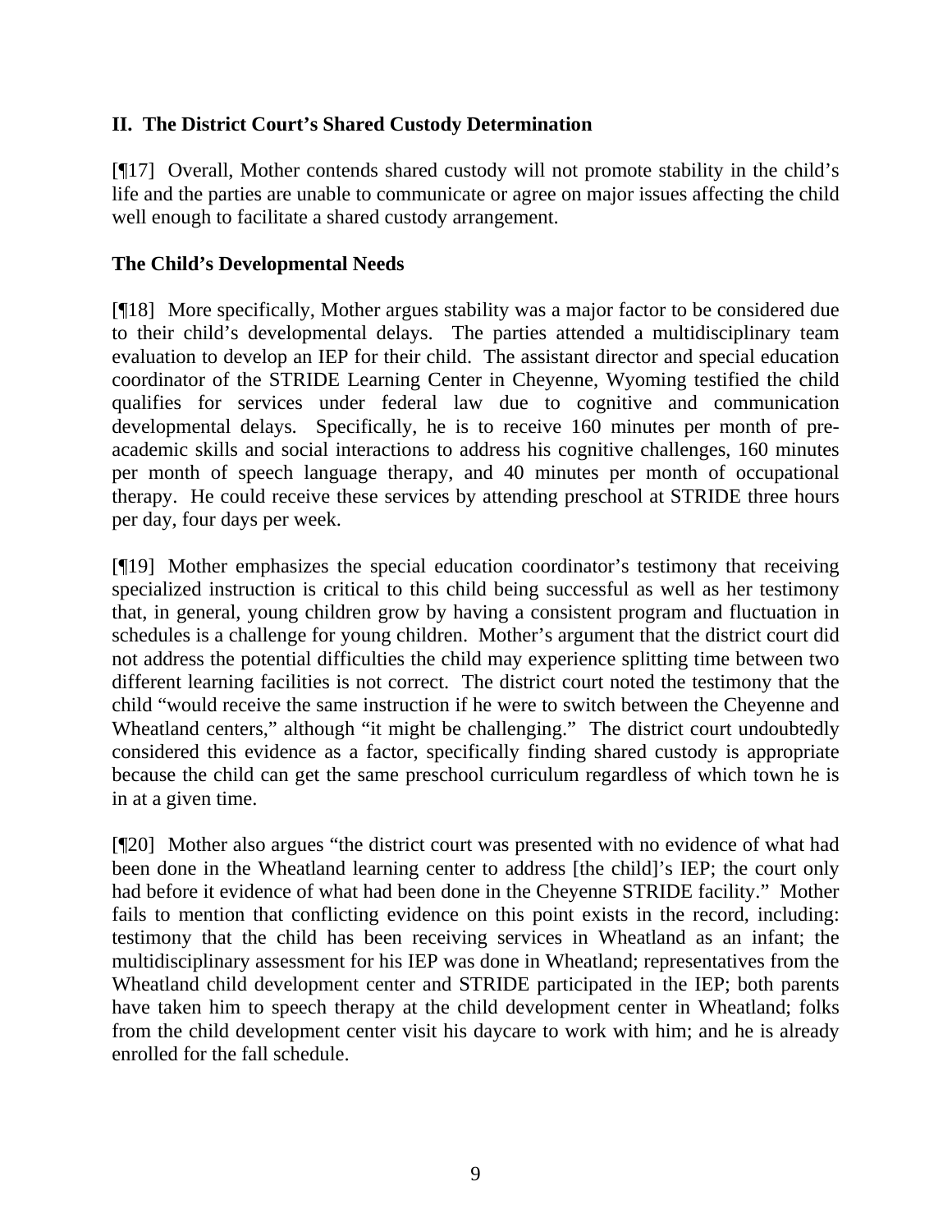## II. The District Court's Shared Custody Determination

[¶17] Overall, Mother contends shared custody will not promote stability in the child's life and the parties are unable to communicate or agree on major issues affecting the child well enough to facilitate a shared custody arrangement.

### The Child's Developmental Needs

[¶18] More specifically, Mother argues stability was a major factor to be considered due to their child's developmental delays. The parties attended a multidisciplinary team evaluation to develop an IEP for their child. The assistant director and special education coordinator of the STRIDE Learning Center in Cheyenne, Wyoming testified the child qualifies for services under federal law due to cognitive and communication developmental delays. Specifically, he is to receive 160 minutes per month of pre-academic skills and social interactions to address his cognitive challenges, 160 minutes per month of speech language therapy, and 40 minutes per month of occupational therapy. He could receive these services by attending preschool at STRIDE three hours per day, four days per week.

[¶19] Mother emphasizes the special education coordinator's testimony that receiving specialized instruction is critical to this child being successful as well as her testimony that, in general, young children grow by having a consistent program and fluctuation in schedules is a challenge for young children. Mother's argument that the district court did not address the potential difficulties the child may experience splitting time between two different learning facilities is not correct. The district court noted the testimony that the child "would receive the same instruction if he were to switch between the Cheyenne and Wheatland centers," although "it might be challenging." The district court undoubtedly considered this evidence as a factor, specifically finding shared custody is appropriate because the child can get the same preschool curriculum regardless of which town he is in at a given time.

[¶20] Mother also argues "the district court was presented with no evidence of what had been done in the Wheatland learning center to address [the child]'s IEP; the court only had before it evidence of what had been done in the Cheyenne STRIDE facility." Mother fails to mention that conflicting evidence on this point exists in the record, including: testimony that the child has been receiving services in Wheatland as an infant; the multidisciplinary assessment for his IEP was done in Wheatland; representatives from the Wheatland child development center and STRIDE participated in the IEP; both parents have taken him to speech therapy at the child development center in Wheatland; folks from the child development center visit his daycare to work with him; and he is already enrolled for the fall schedule.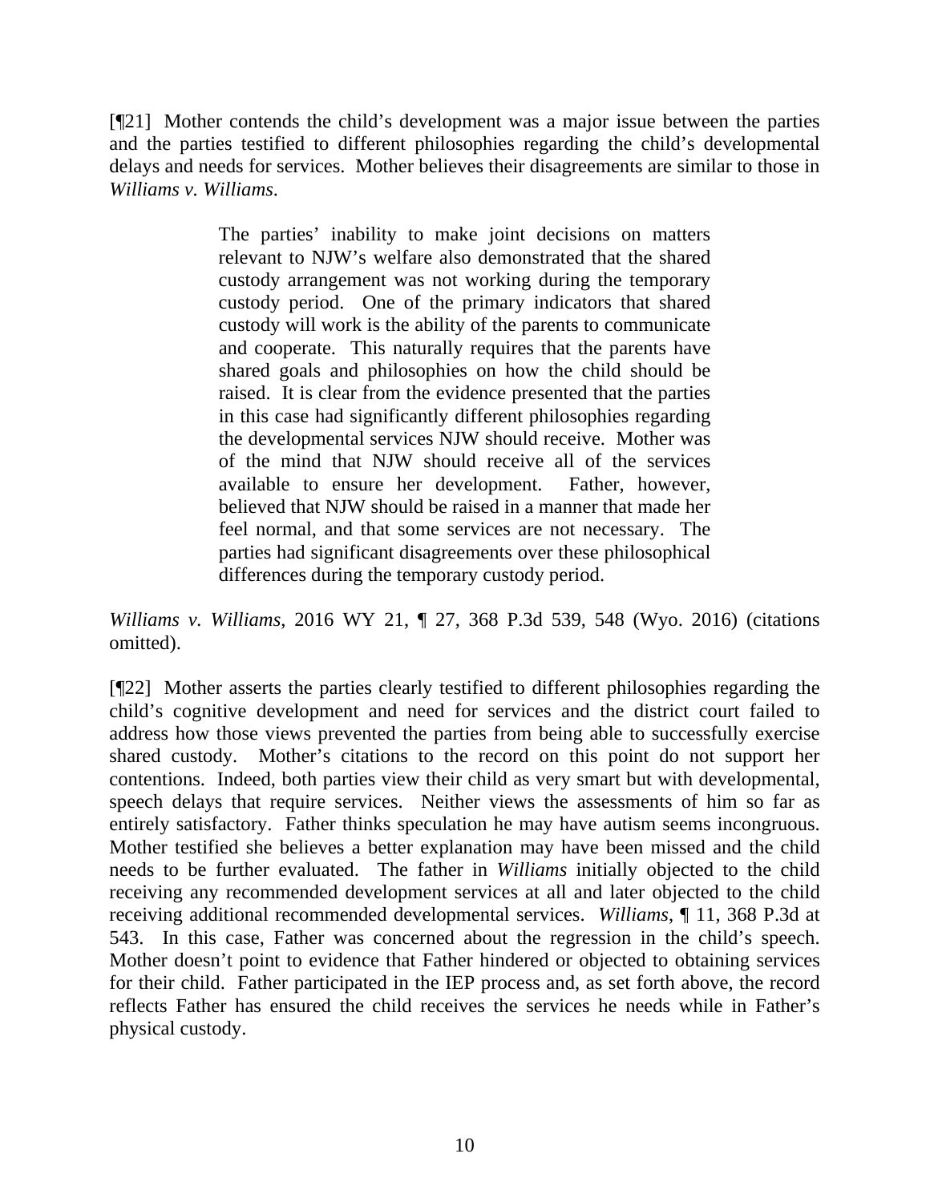[¶21] Mother contends the child's development was a major issue between the parties and the parties testified to different philosophies regarding the child's developmental delays and needs for services. Mother believes their disagreements are similar to those in *Williams v. Williams*.

> The parties' inability to make joint decisions on matters relevant to NJW's welfare also demonstrated that the shared custody arrangement was not working during the temporary custody period. One of the primary indicators that shared custody will work is the ability of the parents to communicate and cooperate. This naturally requires that the parents have shared goals and philosophies on how the child should be raised. It is clear from the evidence presented that the parties in this case had significantly different philosophies regarding the developmental services NJW should receive. Mother was of the mind that NJW should receive all of the services available to ensure her development. Father, however, believed that NJW should be raised in a manner that made her feel normal, and that some services are not necessary. The parties had significant disagreements over these philosophical differences during the temporary custody period.

*Williams v. Williams*, 2016 WY 21, ¶ 27, 368 P.3d 539, 548 (Wyo. 2016) (citations omitted).

[¶22] Mother asserts the parties clearly testified to different philosophies regarding the child's cognitive development and need for services and the district court failed to address how those views prevented the parties from being able to successfully exercise shared custody. Mother's citations to the record on this point do not support her contentions. Indeed, both parties view their child as very smart but with developmental, speech delays that require services. Neither views the assessments of him so far as entirely satisfactory. Father thinks speculation he may have autism seems incongruous. Mother testified she believes a better explanation may have been missed and the child needs to be further evaluated. The father in *Williams* initially objected to the child receiving any recommended development services at all and later objected to the child receiving additional recommended developmental services. *Williams*, ¶ 11, 368 P.3d at 543. In this case, Father was concerned about the regression in the child's speech. Mother doesn't point to evidence that Father hindered or objected to obtaining services for their child. Father participated in the IEP process and, as set forth above, the record reflects Father has ensured the child receives the services he needs while in Father's physical custody.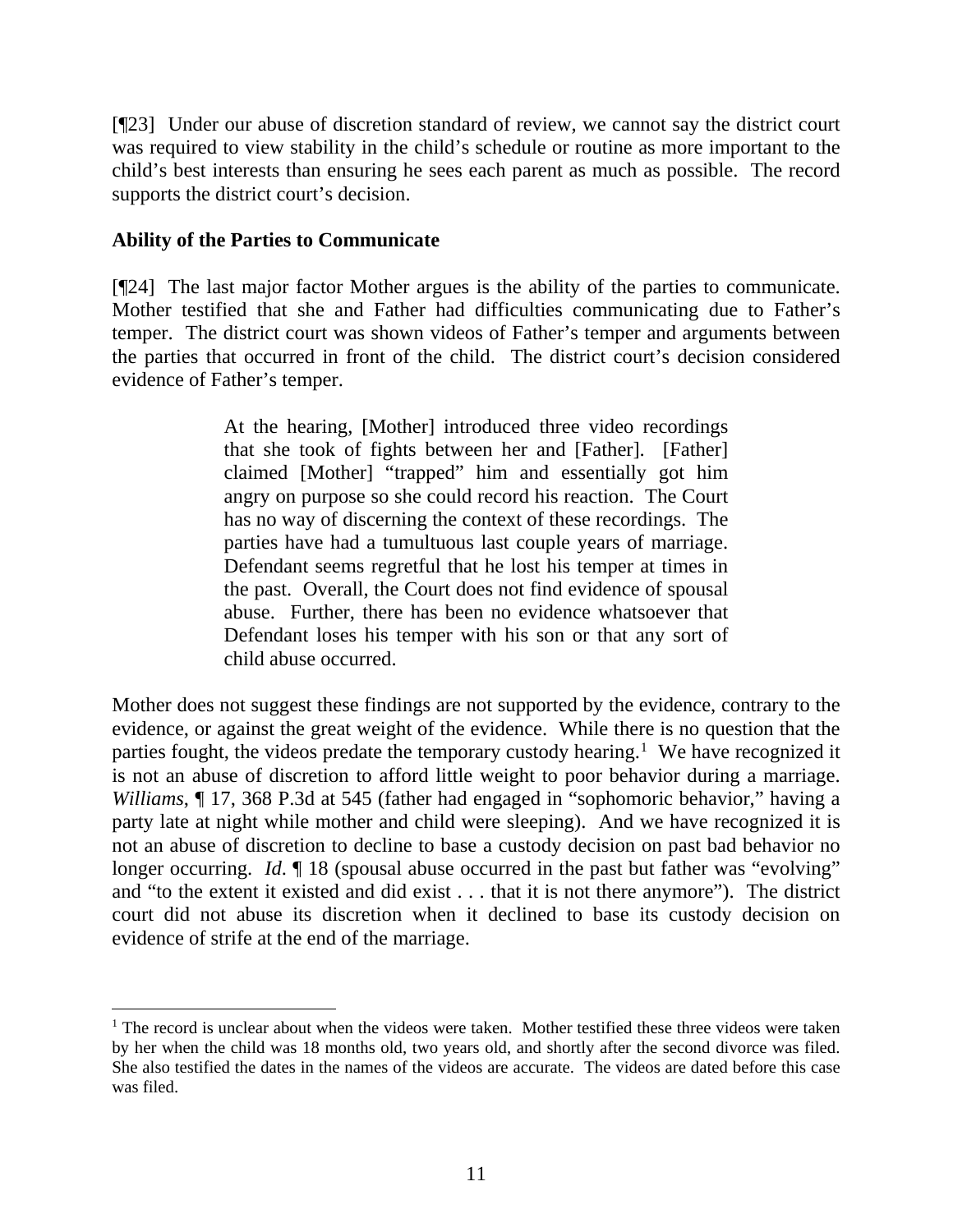[¶23] Under our abuse of discretion standard of review, we cannot say the district court was required to view stability in the child's schedule or routine as more important to the child's best interests than ensuring he sees each parent as much as possible. The record supports the district court's decision.

**Ability of the Parties to Communicate**

[¶24] The last major factor Mother argues is the ability of the parties to communicate. Mother testified that she and Father had difficulties communicating due to Father's temper. The district court was shown videos of Father's temper and arguments between the parties that occurred in front of the child. The district court's decision considered evidence of Father's temper.

> At the hearing, [Mother] introduced three video recordings that she took of fights between her and [Father]. [Father] claimed [Mother] "trapped" him and essentially got him angry on purpose so she could record his reaction. The Court has no way of discerning the context of these recordings. The parties have had a tumultuous last couple years of marriage. Defendant seems regretful that he lost his temper at times in the past. Overall, the Court does not find evidence of spousal abuse. Further, there has been no evidence whatsoever that Defendant loses his temper with his son or that any sort of child abuse occurred.

Mother does not suggest these findings are not supported by the evidence, contrary to the evidence, or against the great weight of the evidence. While there is no question that the parties fought, the videos predate the temporary custody hearing.[1] We have recognized it is not an abuse of discretion to afford little weight to poor behavior during a marriage. *Williams*, ¶ 17, 368 P.3d at 545 (father had engaged in "sophomoric behavior," having a party late at night while mother and child were sleeping). And we have recognized it is not an abuse of discretion to decline to base a custody decision on past bad behavior no longer occurring. *Id*. ¶ 18 (spousal abuse occurred in the past but father was "evolving" and "to the extent it existed and did exist . . . that it is not there anymore"). The district court did not abuse its discretion when it declined to base its custody decision on evidence of strife at the end of the marriage.

[1] The record is unclear about when the videos were taken. Mother testified these three videos were taken by her when the child was 18 months old, two years old, and shortly after the second divorce was filed. She also testified the dates in the names of the videos are accurate. The videos are dated before this case was filed.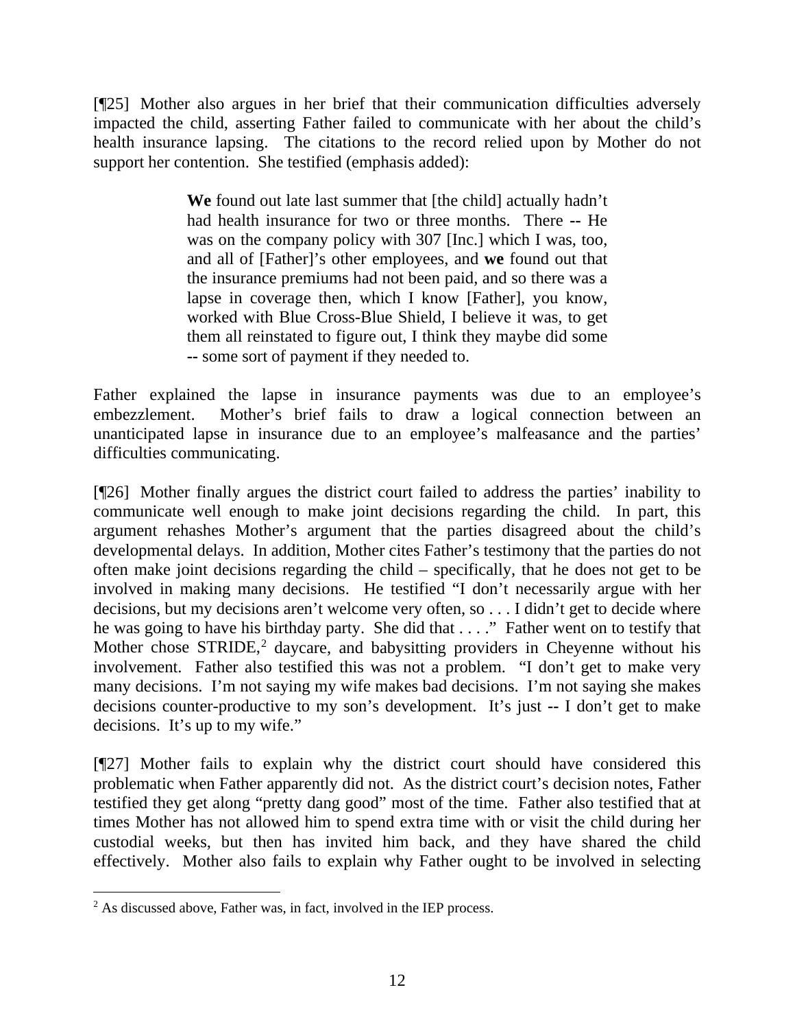[¶25] Mother also argues in her brief that their communication difficulties adversely impacted the child, asserting Father failed to communicate with her about the child's health insurance lapsing. The citations to the record relied upon by Mother do not support her contention. She testified (emphasis added):

> **We** found out late last summer that [the child] actually hadn't had health insurance for two or three months. There -- He was on the company policy with 307 [Inc.] which I was, too, and all of [Father]'s other employees, and **we** found out that the insurance premiums had not been paid, and so there was a lapse in coverage then, which I know [Father], you know, worked with Blue Cross-Blue Shield, I believe it was, to get them all reinstated to figure out, I think they maybe did some -- some sort of payment if they needed to.

Father explained the lapse in insurance payments was due to an employee's embezzlement. Mother's brief fails to draw a logical connection between an unanticipated lapse in insurance due to an employee's malfeasance and the parties' difficulties communicating.

[¶26] Mother finally argues the district court failed to address the parties' inability to communicate well enough to make joint decisions regarding the child. In part, this argument rehashes Mother's argument that the parties disagreed about the child's developmental delays. In addition, Mother cites Father's testimony that the parties do not often make joint decisions regarding the child – specifically, that he does not get to be involved in making many decisions. He testified "I don't necessarily argue with her decisions, but my decisions aren't welcome very often, so . . . I didn't get to decide where he was going to have his birthday party. She did that . . . ." Father went on to testify that Mother chose STRIDE,[2] daycare, and babysitting providers in Cheyenne without his involvement. Father also testified this was not a problem. "I don't get to make very many decisions. I'm not saying my wife makes bad decisions. I'm not saying she makes decisions counter-productive to my son's development. It's just -- I don't get to make decisions. It's up to my wife."

[¶27] Mother fails to explain why the district court should have considered this problematic when Father apparently did not. As the district court's decision notes, Father testified they get along "pretty dang good" most of the time. Father also testified that at times Mother has not allowed him to spend extra time with or visit the child during her custodial weeks, but then has invited him back, and they have shared the child effectively. Mother also fails to explain why Father ought to be involved in selecting

[2] As discussed above, Father was, in fact, involved in the IEP process.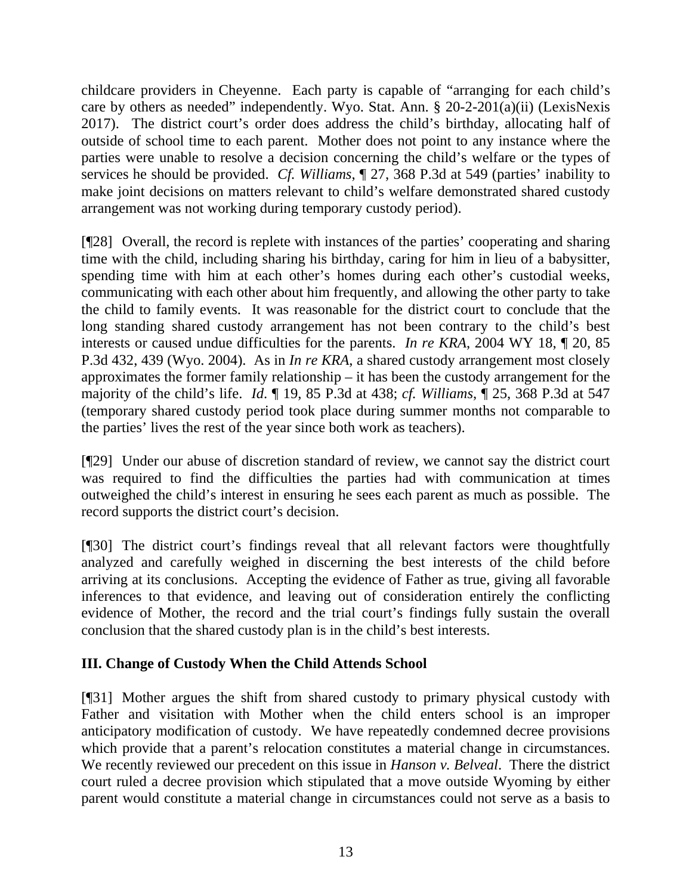childcare providers in Cheyenne. Each party is capable of "arranging for each child's care by others as needed" independently. Wyo. Stat. Ann. § 20-2-201(a)(ii) (LexisNexis 2017). The district court's order does address the child's birthday, allocating half of outside of school time to each parent. Mother does not point to any instance where the parties were unable to resolve a decision concerning the child's welfare or the types of services he should be provided. *Cf. Williams*, ¶ 27, 368 P.3d at 549 (parties' inability to make joint decisions on matters relevant to child's welfare demonstrated shared custody arrangement was not working during temporary custody period).

[¶28] Overall, the record is replete with instances of the parties' cooperating and sharing time with the child, including sharing his birthday, caring for him in lieu of a babysitter, spending time with him at each other's homes during each other's custodial weeks, communicating with each other about him frequently, and allowing the other party to take the child to family events. It was reasonable for the district court to conclude that the long standing shared custody arrangement has not been contrary to the child's best interests or caused undue difficulties for the parents. *In re KRA*, 2004 WY 18, ¶ 20, 85 P.3d 432, 439 (Wyo. 2004). As in *In re KRA*, a shared custody arrangement most closely approximates the former family relationship – it has been the custody arrangement for the majority of the child's life. *Id*. ¶ 19, 85 P.3d at 438; *cf. Williams*, ¶ 25, 368 P.3d at 547 (temporary shared custody period took place during summer months not comparable to the parties' lives the rest of the year since both work as teachers).

[¶29] Under our abuse of discretion standard of review, we cannot say the district court was required to find the difficulties the parties had with communication at times outweighed the child's interest in ensuring he sees each parent as much as possible. The record supports the district court's decision.

[¶30] The district court's findings reveal that all relevant factors were thoughtfully analyzed and carefully weighed in discerning the best interests of the child before arriving at its conclusions. Accepting the evidence of Father as true, giving all favorable inferences to that evidence, and leaving out of consideration entirely the conflicting evidence of Mother, the record and the trial court's findings fully sustain the overall conclusion that the shared custody plan is in the child's best interests.

### III. Change of Custody When the Child Attends School

[¶31] Mother argues the shift from shared custody to primary physical custody with Father and visitation with Mother when the child enters school is an improper anticipatory modification of custody. We have repeatedly condemned decree provisions which provide that a parent's relocation constitutes a material change in circumstances. We recently reviewed our precedent on this issue in *Hanson v. Belveal*. There the district court ruled a decree provision which stipulated that a move outside Wyoming by either parent would constitute a material change in circumstances could not serve as a basis to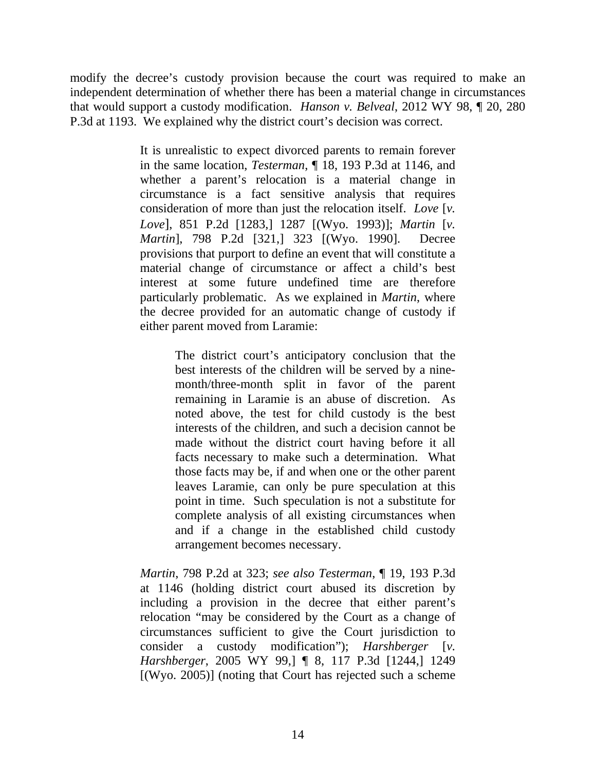modify the decree's custody provision because the court was required to make an independent determination of whether there has been a material change in circumstances that would support a custody modification. *Hanson v. Belveal*, 2012 WY 98, ¶ 20, 280 P.3d at 1193. We explained why the district court's decision was correct.

> It is unrealistic to expect divorced parents to remain forever in the same location, *Testerman*, ¶ 18, 193 P.3d at 1146, and whether a parent's relocation is a material change in circumstance is a fact sensitive analysis that requires consideration of more than just the relocation itself. *Love* [*v. Love*], 851 P.2d [1283,] 1287 [(Wyo. 1993)]; *Martin* [*v. Martin*], 798 P.2d [321,] 323 [(Wyo. 1990]. Decree provisions that purport to define an event that will constitute a material change of circumstance or affect a child's best interest at some future undefined time are therefore particularly problematic. As we explained in *Martin*, where the decree provided for an automatic change of custody if either parent moved from Laramie:
>
> > The district court's anticipatory conclusion that the best interests of the children will be served by a nine-month/three-month split in favor of the parent remaining in Laramie is an abuse of discretion. As noted above, the test for child custody is the best interests of the children, and such a decision cannot be made without the district court having before it all facts necessary to make such a determination. What those facts may be, if and when one or the other parent leaves Laramie, can only be pure speculation at this point in time. Such speculation is not a substitute for complete analysis of all existing circumstances when and if a change in the established child custody arrangement becomes necessary.
>
> *Martin*, 798 P.2d at 323; *see also Testerman*, ¶ 19, 193 P.3d at 1146 (holding district court abused its discretion by including a provision in the decree that either parent's relocation "may be considered by the Court as a change of circumstances sufficient to give the Court jurisdiction to consider a custody modification"); *Harshberger* [*v. Harshberger*, 2005 WY 99,] ¶ 8, 117 P.3d [1244,] 1249 [(Wyo. 2005)] (noting that Court has rejected such a scheme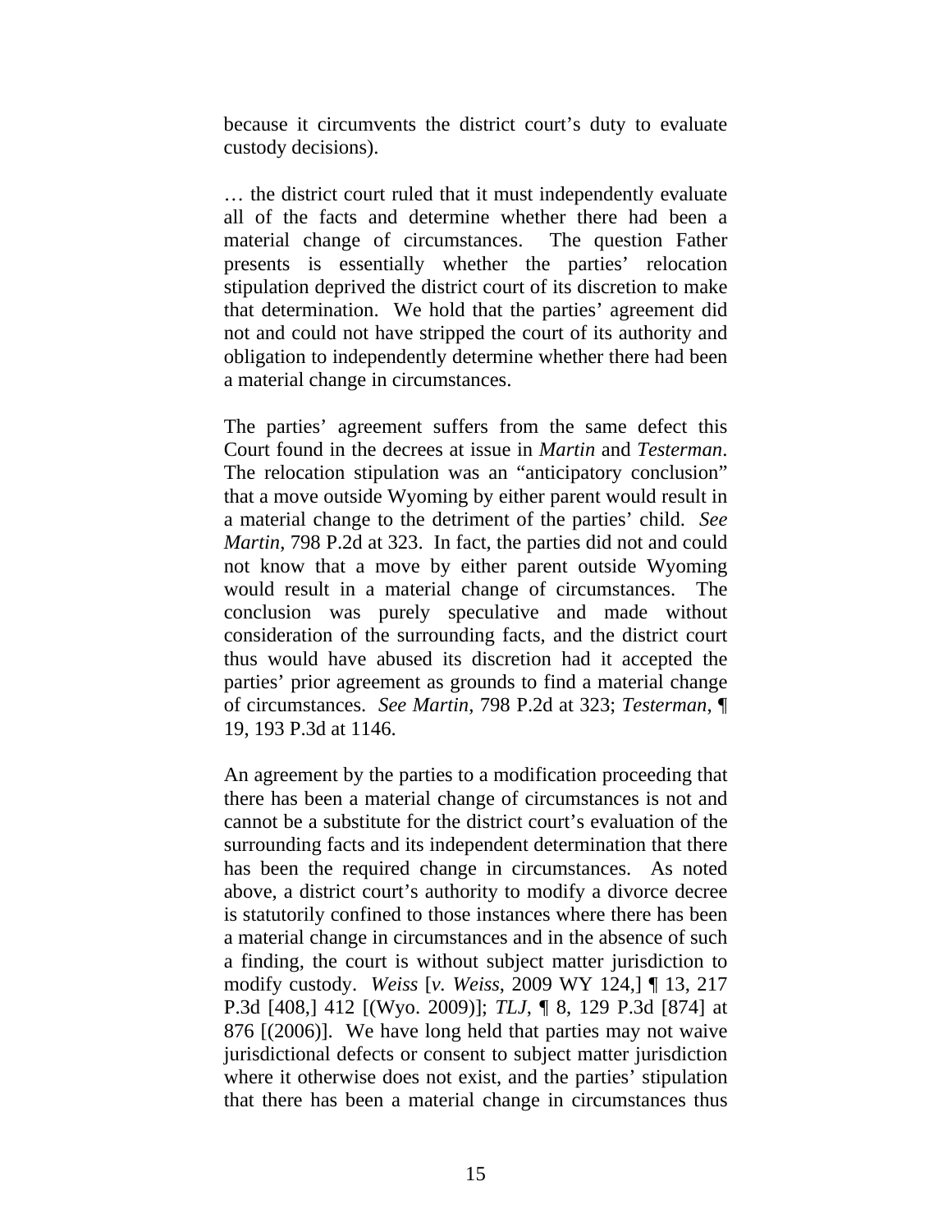because it circumvents the district court's duty to evaluate custody decisions).

… the district court ruled that it must independently evaluate all of the facts and determine whether there had been a material change of circumstances. The question Father presents is essentially whether the parties' relocation stipulation deprived the district court of its discretion to make that determination. We hold that the parties' agreement did not and could not have stripped the court of its authority and obligation to independently determine whether there had been a material change in circumstances.

The parties' agreement suffers from the same defect this Court found in the decrees at issue in *Martin* and *Testerman*. The relocation stipulation was an "anticipatory conclusion" that a move outside Wyoming by either parent would result in a material change to the detriment of the parties' child. *See Martin*, 798 P.2d at 323. In fact, the parties did not and could not know that a move by either parent outside Wyoming would result in a material change of circumstances. The conclusion was purely speculative and made without consideration of the surrounding facts, and the district court thus would have abused its discretion had it accepted the parties' prior agreement as grounds to find a material change of circumstances. *See Martin*, 798 P.2d at 323; *Testerman*, ¶ 19, 193 P.3d at 1146.

An agreement by the parties to a modification proceeding that there has been a material change of circumstances is not and cannot be a substitute for the district court's evaluation of the surrounding facts and its independent determination that there has been the required change in circumstances. As noted above, a district court's authority to modify a divorce decree is statutorily confined to those instances where there has been a material change in circumstances and in the absence of such a finding, the court is without subject matter jurisdiction to modify custody. *Weiss* [*v. Weiss*, 2009 WY 124,] ¶ 13, 217 P.3d [408,] 412 [(Wyo. 2009)]; *TLJ*, ¶ 8, 129 P.3d [874] at 876 [(2006)]. We have long held that parties may not waive jurisdictional defects or consent to subject matter jurisdiction where it otherwise does not exist, and the parties' stipulation that there has been a material change in circumstances thus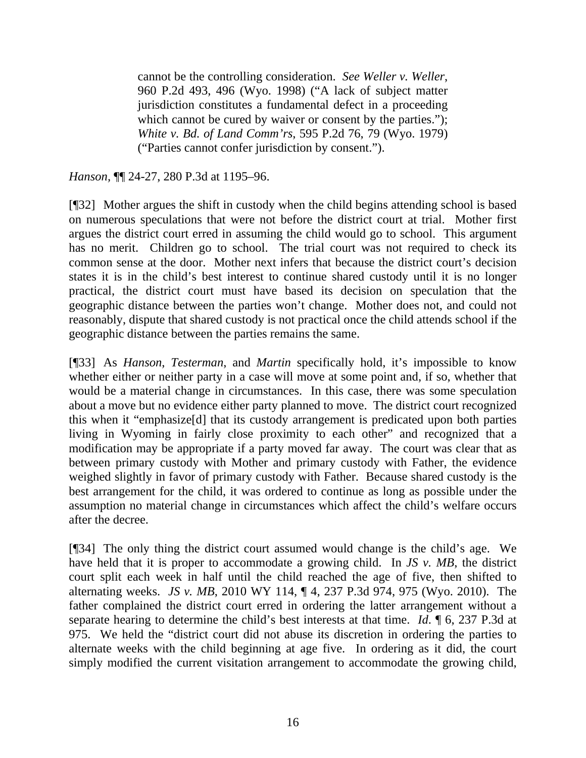> cannot be the controlling consideration. *See Weller v. Weller*, 960 P.2d 493, 496 (Wyo. 1998) ("A lack of subject matter jurisdiction constitutes a fundamental defect in a proceeding which cannot be cured by waiver or consent by the parties."); *White v. Bd. of Land Comm'rs*, 595 P.2d 76, 79 (Wyo. 1979) ("Parties cannot confer jurisdiction by consent.").

*Hanson*, ¶¶ 24-27, 280 P.3d at 1195–96.

[¶32] Mother argues the shift in custody when the child begins attending school is based on numerous speculations that were not before the district court at trial. Mother first argues the district court erred in assuming the child would go to school. This argument has no merit. Children go to school. The trial court was not required to check its common sense at the door. Mother next infers that because the district court's decision states it is in the child's best interest to continue shared custody until it is no longer practical, the district court must have based its decision on speculation that the geographic distance between the parties won't change. Mother does not, and could not reasonably, dispute that shared custody is not practical once the child attends school if the geographic distance between the parties remains the same.

[¶33] As *Hanson*, *Testerman*, and *Martin* specifically hold, it's impossible to know whether either or neither party in a case will move at some point and, if so, whether that would be a material change in circumstances. In this case, there was some speculation about a move but no evidence either party planned to move. The district court recognized this when it "emphasize[d] that its custody arrangement is predicated upon both parties living in Wyoming in fairly close proximity to each other" and recognized that a modification may be appropriate if a party moved far away. The court was clear that as between primary custody with Mother and primary custody with Father, the evidence weighed slightly in favor of primary custody with Father. Because shared custody is the best arrangement for the child, it was ordered to continue as long as possible under the assumption no material change in circumstances which affect the child's welfare occurs after the decree.

[¶34] The only thing the district court assumed would change is the child's age. We have held that it is proper to accommodate a growing child. In *JS v. MB*, the district court split each week in half until the child reached the age of five, then shifted to alternating weeks. *JS v. MB*, 2010 WY 114, ¶ 4, 237 P.3d 974, 975 (Wyo. 2010). The father complained the district court erred in ordering the latter arrangement without a separate hearing to determine the child's best interests at that time. *Id*. ¶ 6, 237 P.3d at 975. We held the "district court did not abuse its discretion in ordering the parties to alternate weeks with the child beginning at age five. In ordering as it did, the court simply modified the current visitation arrangement to accommodate the growing child,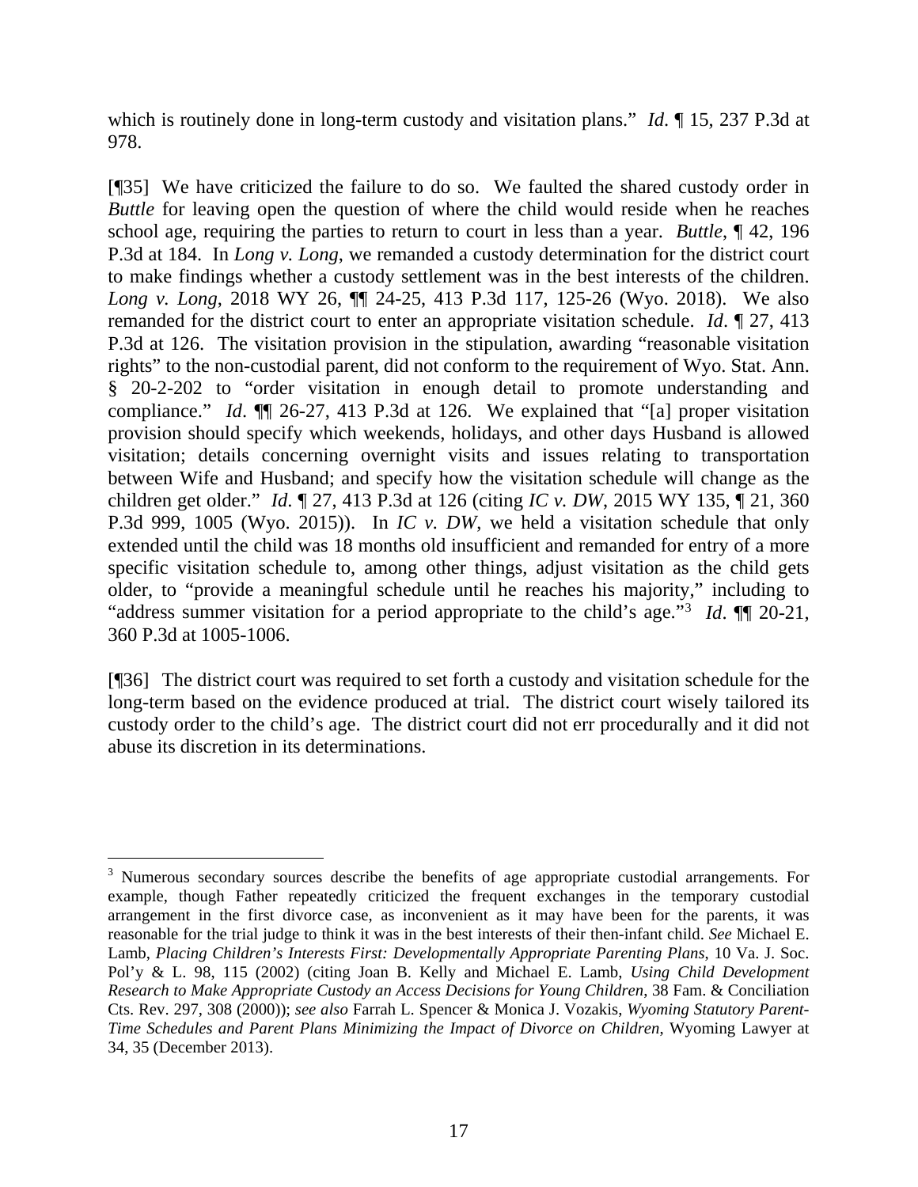which is routinely done in long-term custody and visitation plans." *Id*. ¶ 15, 237 P.3d at 978.

[¶35] We have criticized the failure to do so. We faulted the shared custody order in *Buttle* for leaving open the question of where the child would reside when he reaches school age, requiring the parties to return to court in less than a year. *Buttle*, ¶ 42, 196 P.3d at 184. In *Long v. Long*, we remanded a custody determination for the district court to make findings whether a custody settlement was in the best interests of the children. *Long v. Long*, 2018 WY 26, ¶¶ 24-25, 413 P.3d 117, 125-26 (Wyo. 2018). We also remanded for the district court to enter an appropriate visitation schedule. *Id*. ¶ 27, 413 P.3d at 126. The visitation provision in the stipulation, awarding "reasonable visitation rights" to the non-custodial parent, did not conform to the requirement of Wyo. Stat. Ann. § 20-2-202 to "order visitation in enough detail to promote understanding and compliance." *Id*. ¶¶ 26-27, 413 P.3d at 126. We explained that "[a] proper visitation provision should specify which weekends, holidays, and other days Husband is allowed visitation; details concerning overnight visits and issues relating to transportation between Wife and Husband; and specify how the visitation schedule will change as the children get older." *Id*. ¶ 27, 413 P.3d at 126 (citing *IC v. DW*, 2015 WY 135, ¶ 21, 360 P.3d 999, 1005 (Wyo. 2015)). In *IC v. DW*, we held a visitation schedule that only extended until the child was 18 months old insufficient and remanded for entry of a more specific visitation schedule to, among other things, adjust visitation as the child gets older, to "provide a meaningful schedule until he reaches his majority," including to "address summer visitation for a period appropriate to the child's age."[3] *Id*. ¶¶ 20-21, 360 P.3d at 1005-1006.

[¶36] The district court was required to set forth a custody and visitation schedule for the long-term based on the evidence produced at trial. The district court wisely tailored its custody order to the child's age. The district court did not err procedurally and it did not abuse its discretion in its determinations.

---

[3] Numerous secondary sources describe the benefits of age appropriate custodial arrangements. For example, though Father repeatedly criticized the frequent exchanges in the temporary custodial arrangement in the first divorce case, as inconvenient as it may have been for the parents, it was reasonable for the trial judge to think it was in the best interests of their then-infant child. *See* Michael E. Lamb, *Placing Children's Interests First: Developmentally Appropriate Parenting Plans*, 10 Va. J. Soc. Pol'y & L. 98, 115 (2002) (citing Joan B. Kelly and Michael E. Lamb, *Using Child Development Research to Make Appropriate Custody an Access Decisions for Young Children*, 38 Fam. & Conciliation Cts. Rev. 297, 308 (2000)); *see also* Farrah L. Spencer & Monica J. Vozakis, *Wyoming Statutory Parent-Time Schedules and Parent Plans Minimizing the Impact of Divorce on Children*, Wyoming Lawyer at 34, 35 (December 2013).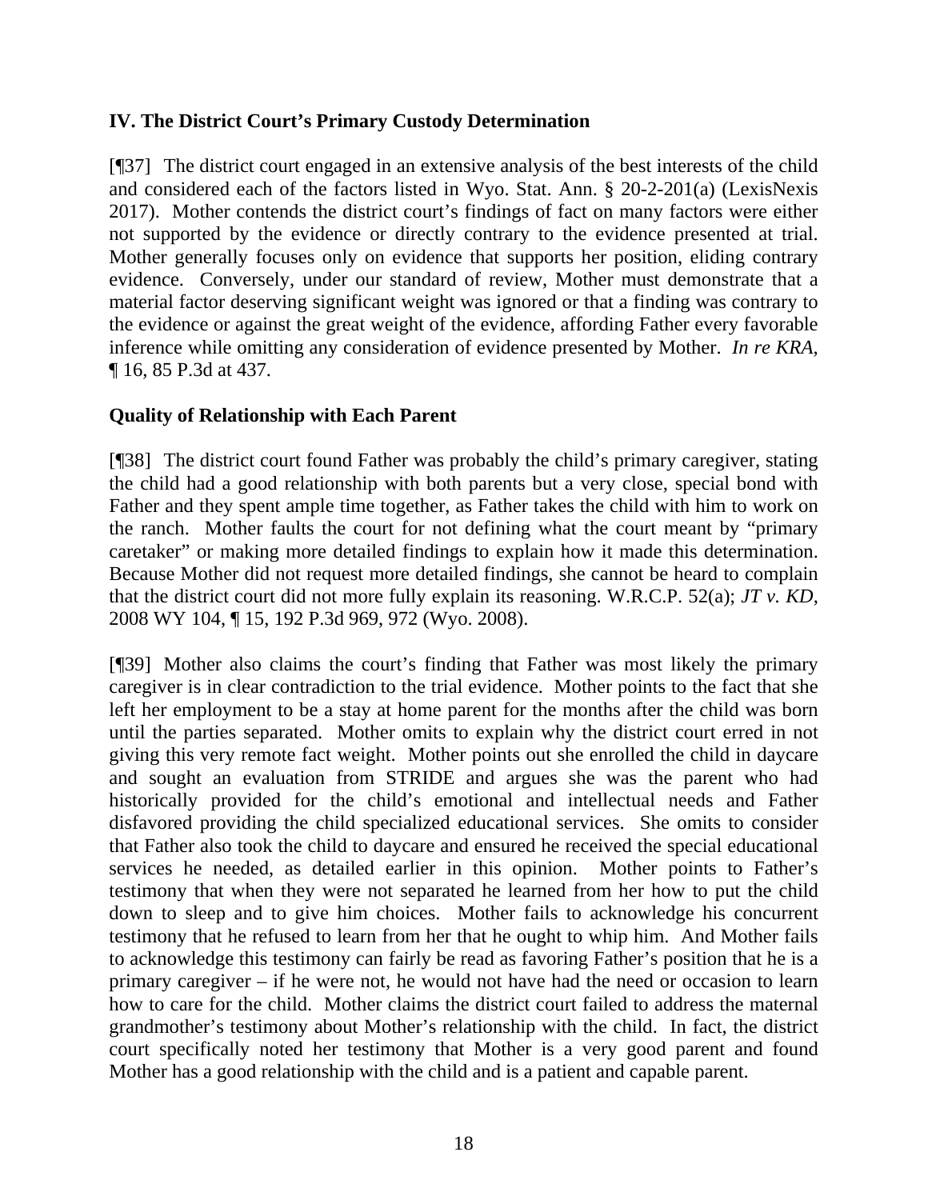## IV. The District Court's Primary Custody Determination

[¶37] The district court engaged in an extensive analysis of the best interests of the child and considered each of the factors listed in Wyo. Stat. Ann. § 20-2-201(a) (LexisNexis 2017). Mother contends the district court's findings of fact on many factors were either not supported by the evidence or directly contrary to the evidence presented at trial. Mother generally focuses only on evidence that supports her position, eliding contrary evidence. Conversely, under our standard of review, Mother must demonstrate that a material factor deserving significant weight was ignored or that a finding was contrary to the evidence or against the great weight of the evidence, affording Father every favorable inference while omitting any consideration of evidence presented by Mother. *In re KRA*, ¶ 16, 85 P.3d at 437.

### Quality of Relationship with Each Parent

[¶38] The district court found Father was probably the child's primary caregiver, stating the child had a good relationship with both parents but a very close, special bond with Father and they spent ample time together, as Father takes the child with him to work on the ranch. Mother faults the court for not defining what the court meant by "primary caretaker" or making more detailed findings to explain how it made this determination. Because Mother did not request more detailed findings, she cannot be heard to complain that the district court did not more fully explain its reasoning. W.R.C.P. 52(a); *JT v. KD*, 2008 WY 104, ¶ 15, 192 P.3d 969, 972 (Wyo. 2008).

[¶39] Mother also claims the court's finding that Father was most likely the primary caregiver is in clear contradiction to the trial evidence. Mother points to the fact that she left her employment to be a stay at home parent for the months after the child was born until the parties separated. Mother omits to explain why the district court erred in not giving this very remote fact weight. Mother points out she enrolled the child in daycare and sought an evaluation from STRIDE and argues she was the parent who had historically provided for the child's emotional and intellectual needs and Father disfavored providing the child specialized educational services. She omits to consider that Father also took the child to daycare and ensured he received the special educational services he needed, as detailed earlier in this opinion. Mother points to Father's testimony that when they were not separated he learned from her how to put the child down to sleep and to give him choices. Mother fails to acknowledge his concurrent testimony that he refused to learn from her that he ought to whip him. And Mother fails to acknowledge this testimony can fairly be read as favoring Father's position that he is a primary caregiver – if he were not, he would not have had the need or occasion to learn how to care for the child. Mother claims the district court failed to address the maternal grandmother's testimony about Mother's relationship with the child. In fact, the district court specifically noted her testimony that Mother is a very good parent and found Mother has a good relationship with the child and is a patient and capable parent.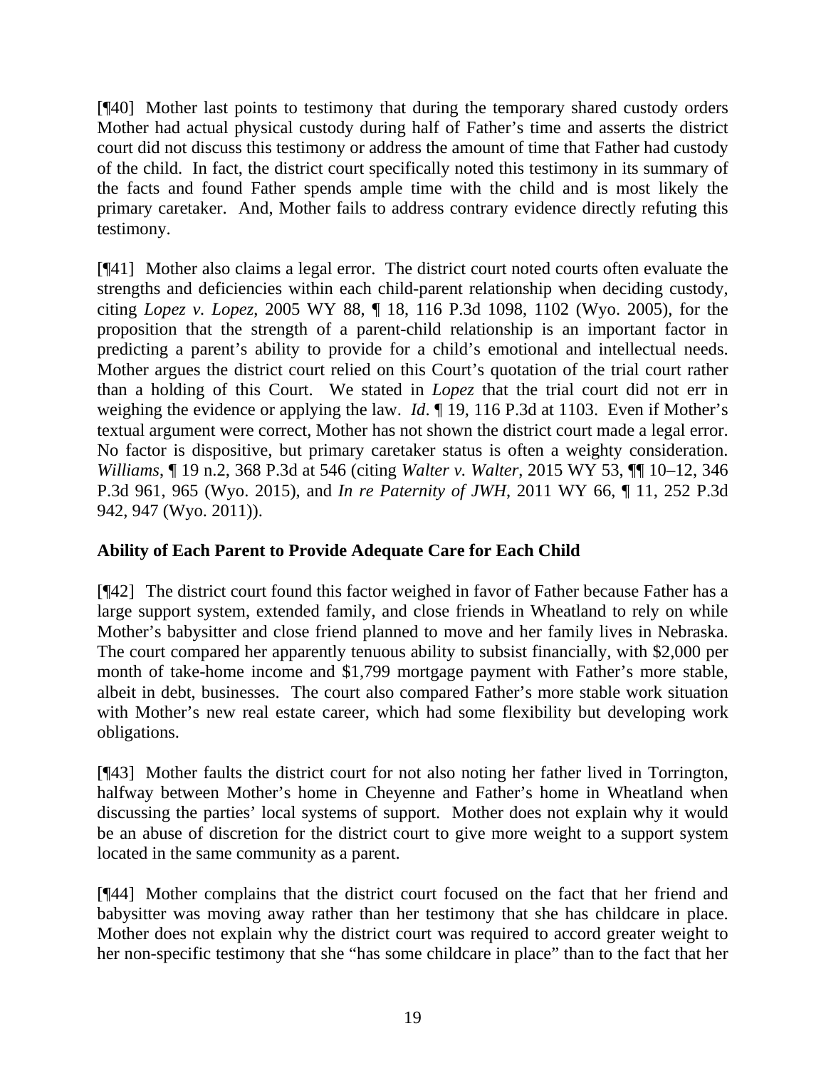[¶40] Mother last points to testimony that during the temporary shared custody orders Mother had actual physical custody during half of Father's time and asserts the district court did not discuss this testimony or address the amount of time that Father had custody of the child. In fact, the district court specifically noted this testimony in its summary of the facts and found Father spends ample time with the child and is most likely the primary caretaker. And, Mother fails to address contrary evidence directly refuting this testimony.

[¶41] Mother also claims a legal error. The district court noted courts often evaluate the strengths and deficiencies within each child-parent relationship when deciding custody, citing *Lopez v. Lopez*, 2005 WY 88, ¶ 18, 116 P.3d 1098, 1102 (Wyo. 2005), for the proposition that the strength of a parent-child relationship is an important factor in predicting a parent's ability to provide for a child's emotional and intellectual needs. Mother argues the district court relied on this Court's quotation of the trial court rather than a holding of this Court. We stated in *Lopez* that the trial court did not err in weighing the evidence or applying the law. *Id*. ¶ 19, 116 P.3d at 1103. Even if Mother's textual argument were correct, Mother has not shown the district court made a legal error. No factor is dispositive, but primary caretaker status is often a weighty consideration. *Williams*, ¶ 19 n.2, 368 P.3d at 546 (citing *Walter v. Walter*, 2015 WY 53, ¶¶ 10–12, 346 P.3d 961, 965 (Wyo. 2015), and *In re Paternity of JWH*, 2011 WY 66, ¶ 11, 252 P.3d 942, 947 (Wyo. 2011)).

**Ability of Each Parent to Provide Adequate Care for Each Child**

[¶42] The district court found this factor weighed in favor of Father because Father has a large support system, extended family, and close friends in Wheatland to rely on while Mother's babysitter and close friend planned to move and her family lives in Nebraska. The court compared her apparently tenuous ability to subsist financially, with $2,000 per month of take-home income and $1,799 mortgage payment with Father's more stable, albeit in debt, businesses. The court also compared Father's more stable work situation with Mother's new real estate career, which had some flexibility but developing work obligations.

[¶43] Mother faults the district court for not also noting her father lived in Torrington, halfway between Mother's home in Cheyenne and Father's home in Wheatland when discussing the parties' local systems of support. Mother does not explain why it would be an abuse of discretion for the district court to give more weight to a support system located in the same community as a parent.

[¶44] Mother complains that the district court focused on the fact that her friend and babysitter was moving away rather than her testimony that she has childcare in place. Mother does not explain why the district court was required to accord greater weight to her non-specific testimony that she "has some childcare in place" than to the fact that her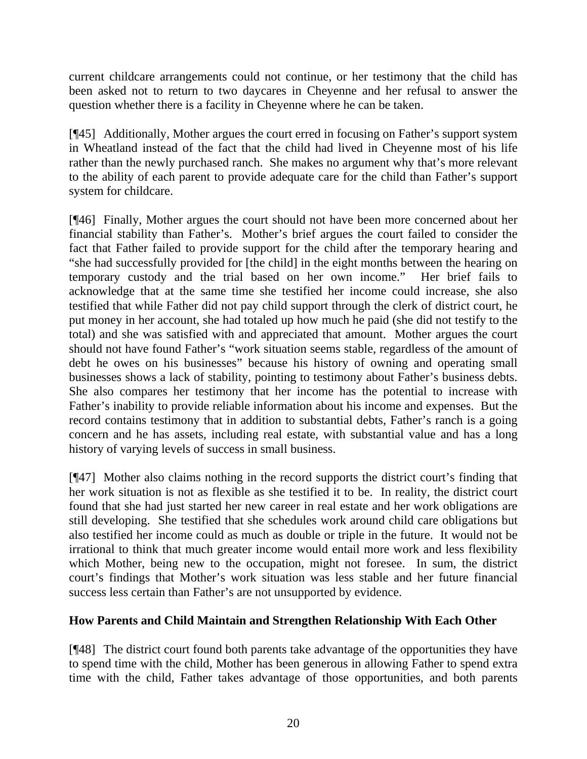current childcare arrangements could not continue, or her testimony that the child has been asked not to return to two daycares in Cheyenne and her refusal to answer the question whether there is a facility in Cheyenne where he can be taken.

[¶45] Additionally, Mother argues the court erred in focusing on Father's support system in Wheatland instead of the fact that the child had lived in Cheyenne most of his life rather than the newly purchased ranch. She makes no argument why that's more relevant to the ability of each parent to provide adequate care for the child than Father's support system for childcare.

[¶46] Finally, Mother argues the court should not have been more concerned about her financial stability than Father's. Mother's brief argues the court failed to consider the fact that Father failed to provide support for the child after the temporary hearing and "she had successfully provided for [the child] in the eight months between the hearing on temporary custody and the trial based on her own income." Her brief fails to acknowledge that at the same time she testified her income could increase, she also testified that while Father did not pay child support through the clerk of district court, he put money in her account, she had totaled up how much he paid (she did not testify to the total) and she was satisfied with and appreciated that amount. Mother argues the court should not have found Father's "work situation seems stable, regardless of the amount of debt he owes on his businesses" because his history of owning and operating small businesses shows a lack of stability, pointing to testimony about Father's business debts. She also compares her testimony that her income has the potential to increase with Father's inability to provide reliable information about his income and expenses. But the record contains testimony that in addition to substantial debts, Father's ranch is a going concern and he has assets, including real estate, with substantial value and has a long history of varying levels of success in small business.

[¶47] Mother also claims nothing in the record supports the district court's finding that her work situation is not as flexible as she testified it to be. In reality, the district court found that she had just started her new career in real estate and her work obligations are still developing. She testified that she schedules work around child care obligations but also testified her income could as much as double or triple in the future. It would not be irrational to think that much greater income would entail more work and less flexibility which Mother, being new to the occupation, might not foresee. In sum, the district court's findings that Mother's work situation was less stable and her future financial success less certain than Father's are not unsupported by evidence.

**How Parents and Child Maintain and Strengthen Relationship With Each Other**

[¶48] The district court found both parents take advantage of the opportunities they have to spend time with the child, Mother has been generous in allowing Father to spend extra time with the child, Father takes advantage of those opportunities, and both parents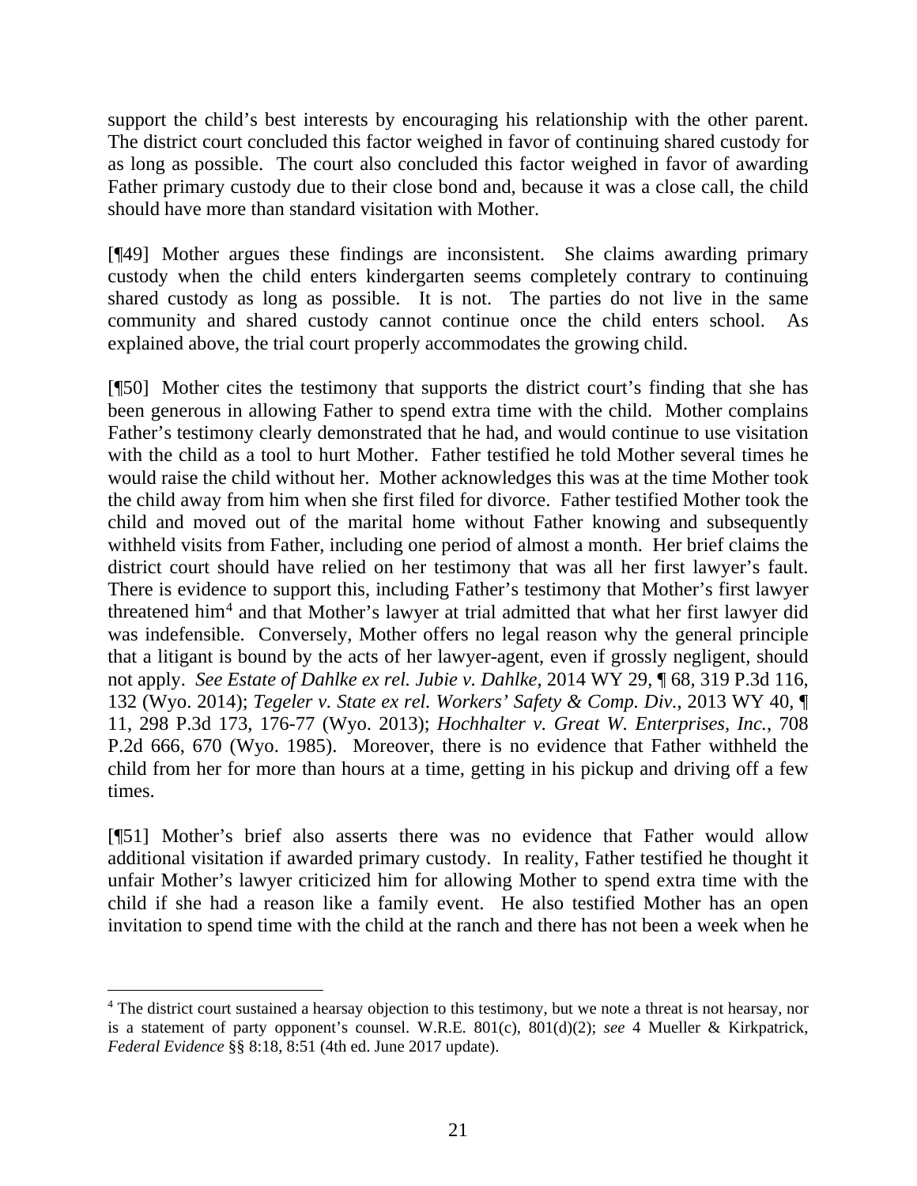support the child's best interests by encouraging his relationship with the other parent. The district court concluded this factor weighed in favor of continuing shared custody for as long as possible. The court also concluded this factor weighed in favor of awarding Father primary custody due to their close bond and, because it was a close call, the child should have more than standard visitation with Mother.

[¶49] Mother argues these findings are inconsistent. She claims awarding primary custody when the child enters kindergarten seems completely contrary to continuing shared custody as long as possible. It is not. The parties do not live in the same community and shared custody cannot continue once the child enters school. As explained above, the trial court properly accommodates the growing child.

[¶50] Mother cites the testimony that supports the district court's finding that she has been generous in allowing Father to spend extra time with the child. Mother complains Father's testimony clearly demonstrated that he had, and would continue to use visitation with the child as a tool to hurt Mother. Father testified he told Mother several times he would raise the child without her. Mother acknowledges this was at the time Mother took the child away from him when she first filed for divorce. Father testified Mother took the child and moved out of the marital home without Father knowing and subsequently withheld visits from Father, including one period of almost a month. Her brief claims the district court should have relied on her testimony that was all her first lawyer's fault. There is evidence to support this, including Father's testimony that Mother's first lawyer threatened him[4] and that Mother's lawyer at trial admitted that what her first lawyer did was indefensible. Conversely, Mother offers no legal reason why the general principle that a litigant is bound by the acts of her lawyer-agent, even if grossly negligent, should not apply. *See Estate of Dahlke ex rel. Jubie v. Dahlke*, 2014 WY 29, ¶ 68, 319 P.3d 116, 132 (Wyo. 2014); *Tegeler v. State ex rel. Workers' Safety & Comp. Div.*, 2013 WY 40, ¶ 11, 298 P.3d 173, 176-77 (Wyo. 2013); *Hochhalter v. Great W. Enterprises, Inc.*, 708 P.2d 666, 670 (Wyo. 1985). Moreover, there is no evidence that Father withheld the child from her for more than hours at a time, getting in his pickup and driving off a few times.

[¶51] Mother's brief also asserts there was no evidence that Father would allow additional visitation if awarded primary custody. In reality, Father testified he thought it unfair Mother's lawyer criticized him for allowing Mother to spend extra time with the child if she had a reason like a family event. He also testified Mother has an open invitation to spend time with the child at the ranch and there has not been a week when he

---

[4] The district court sustained a hearsay objection to this testimony, but we note a threat is not hearsay, nor is a statement of party opponent's counsel. W.R.E. 801(c), 801(d)(2); *see* 4 Mueller & Kirkpatrick, *Federal Evidence* §§ 8:18, 8:51 (4th ed. June 2017 update).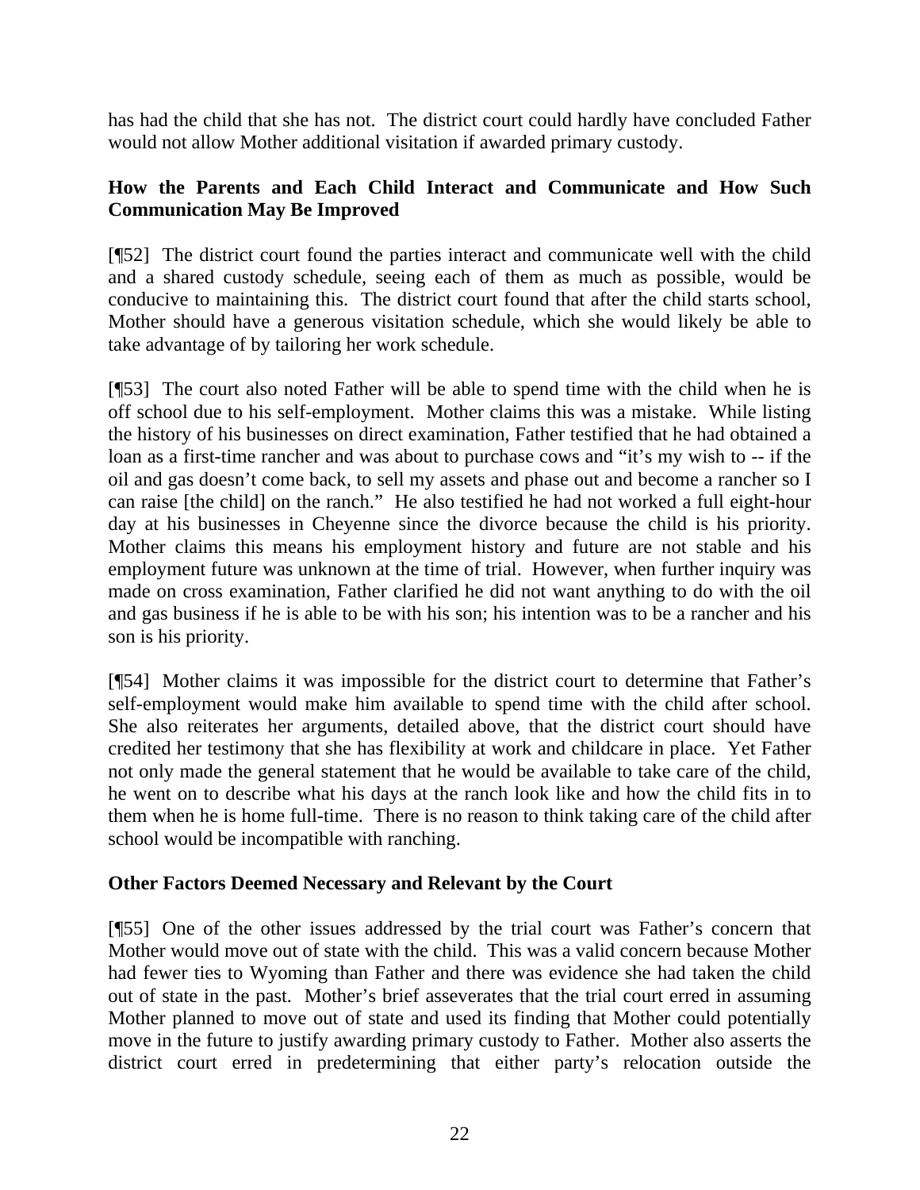has had the child that she has not. The district court could hardly have concluded Father would not allow Mother additional visitation if awarded primary custody.

### How the Parents and Each Child Interact and Communicate and How Such Communication May Be Improved

[¶52] The district court found the parties interact and communicate well with the child and a shared custody schedule, seeing each of them as much as possible, would be conducive to maintaining this. The district court found that after the child starts school, Mother should have a generous visitation schedule, which she would likely be able to take advantage of by tailoring her work schedule.

[¶53] The court also noted Father will be able to spend time with the child when he is off school due to his self-employment. Mother claims this was a mistake. While listing the history of his businesses on direct examination, Father testified that he had obtained a loan as a first-time rancher and was about to purchase cows and "it's my wish to -- if the oil and gas doesn't come back, to sell my assets and phase out and become a rancher so I can raise [the child] on the ranch." He also testified he had not worked a full eight-hour day at his businesses in Cheyenne since the divorce because the child is his priority. Mother claims this means his employment history and future are not stable and his employment future was unknown at the time of trial. However, when further inquiry was made on cross examination, Father clarified he did not want anything to do with the oil and gas business if he is able to be with his son; his intention was to be a rancher and his son is his priority.

[¶54] Mother claims it was impossible for the district court to determine that Father's self-employment would make him available to spend time with the child after school. She also reiterates her arguments, detailed above, that the district court should have credited her testimony that she has flexibility at work and childcare in place. Yet Father not only made the general statement that he would be available to take care of the child, he went on to describe what his days at the ranch look like and how the child fits in to them when he is home full-time. There is no reason to think taking care of the child after school would be incompatible with ranching.

### Other Factors Deemed Necessary and Relevant by the Court

[¶55] One of the other issues addressed by the trial court was Father's concern that Mother would move out of state with the child. This was a valid concern because Mother had fewer ties to Wyoming than Father and there was evidence she had taken the child out of state in the past. Mother's brief asseverates that the trial court erred in assuming Mother planned to move out of state and used its finding that Mother could potentially move in the future to justify awarding primary custody to Father. Mother also asserts the district court erred in predetermining that either party's relocation outside the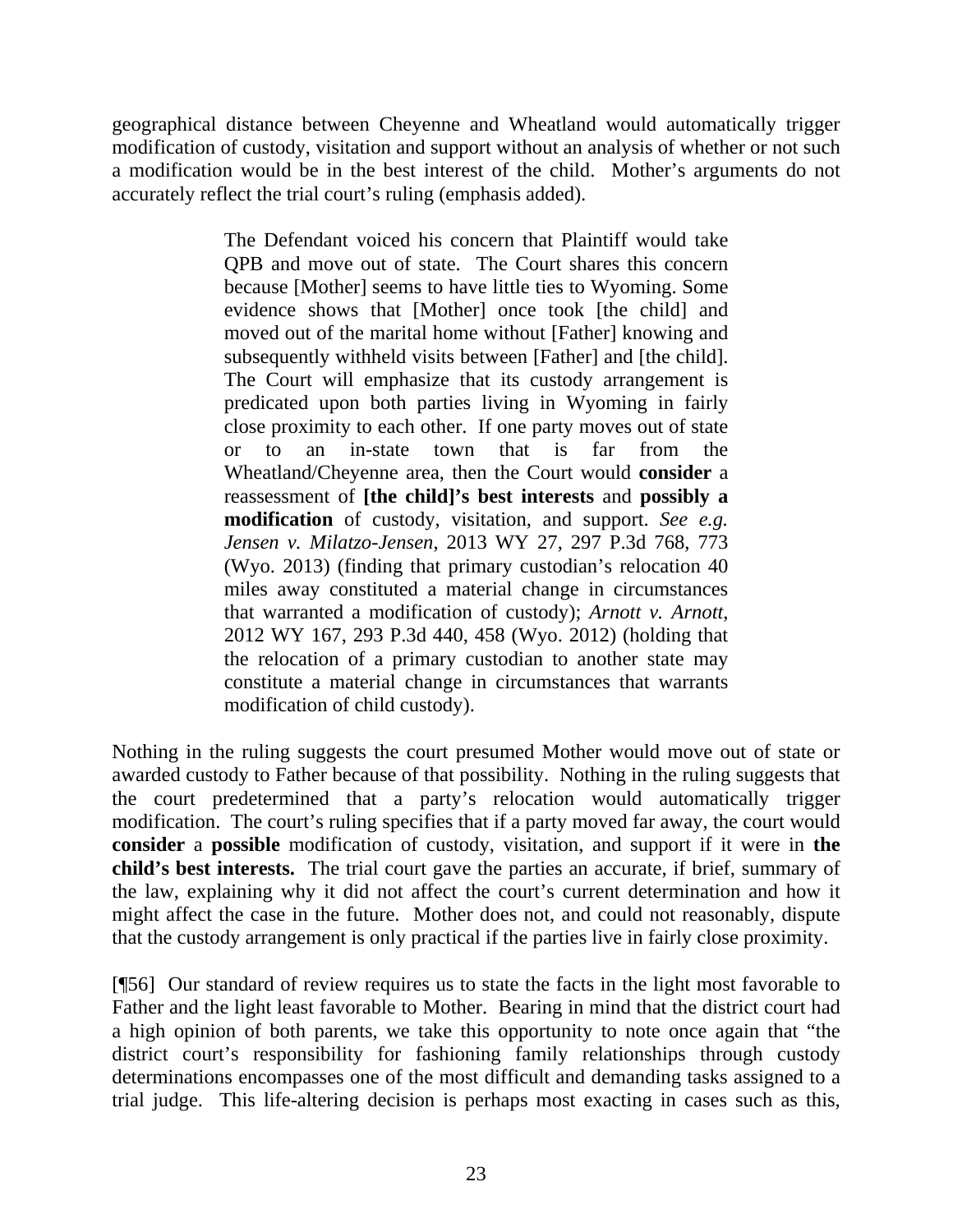geographical distance between Cheyenne and Wheatland would automatically trigger modification of custody, visitation and support without an analysis of whether or not such a modification would be in the best interest of the child. Mother's arguments do not accurately reflect the trial court's ruling (emphasis added).

> The Defendant voiced his concern that Plaintiff would take QPB and move out of state. The Court shares this concern because [Mother] seems to have little ties to Wyoming. Some evidence shows that [Mother] once took [the child] and moved out of the marital home without [Father] knowing and subsequently withheld visits between [Father] and [the child]. The Court will emphasize that its custody arrangement is predicated upon both parties living in Wyoming in fairly close proximity to each other. If one party moves out of state or to an in-state town that is far from the Wheatland/Cheyenne area, then the Court would **consider** a reassessment of **[the child]'s best interests** and **possibly a modification** of custody, visitation, and support. *See e.g. Jensen v. Milatzo-Jensen*, 2013 WY 27, 297 P.3d 768, 773 (Wyo. 2013) (finding that primary custodian's relocation 40 miles away constituted a material change in circumstances that warranted a modification of custody); *Arnott v. Arnott*, 2012 WY 167, 293 P.3d 440, 458 (Wyo. 2012) (holding that the relocation of a primary custodian to another state may constitute a material change in circumstances that warrants modification of child custody).

Nothing in the ruling suggests the court presumed Mother would move out of state or awarded custody to Father because of that possibility. Nothing in the ruling suggests that the court predetermined that a party's relocation would automatically trigger modification. The court's ruling specifies that if a party moved far away, the court would **consider** a **possible** modification of custody, visitation, and support if it were in **the child's best interests.** The trial court gave the parties an accurate, if brief, summary of the law, explaining why it did not affect the court's current determination and how it might affect the case in the future. Mother does not, and could not reasonably, dispute that the custody arrangement is only practical if the parties live in fairly close proximity.

[¶56] Our standard of review requires us to state the facts in the light most favorable to Father and the light least favorable to Mother. Bearing in mind that the district court had a high opinion of both parents, we take this opportunity to note once again that "the district court's responsibility for fashioning family relationships through custody determinations encompasses one of the most difficult and demanding tasks assigned to a trial judge. This life-altering decision is perhaps most exacting in cases such as this,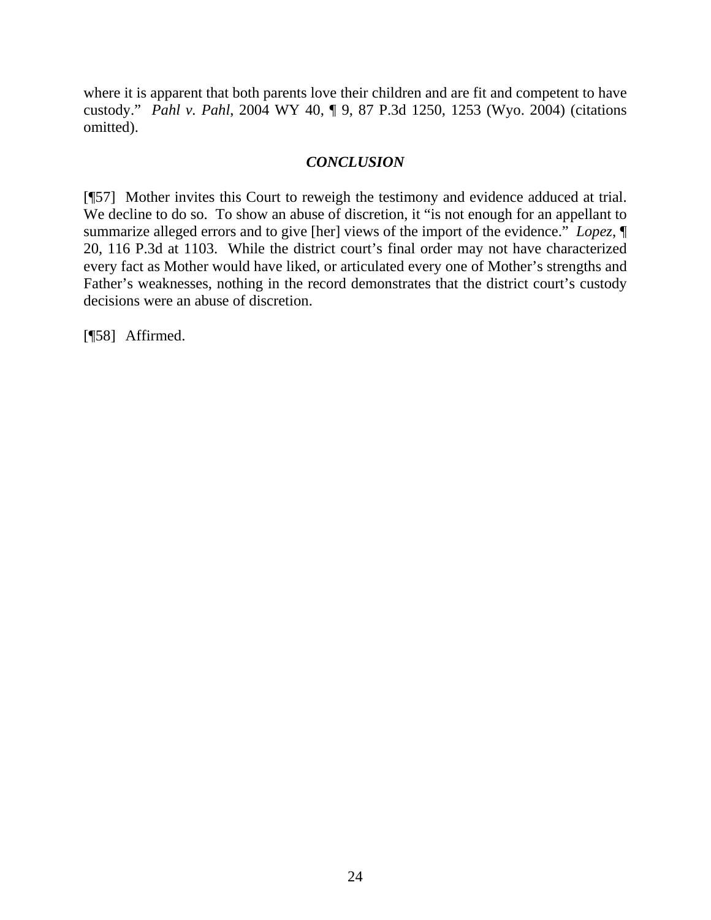where it is apparent that both parents love their children and are fit and competent to have custody." *Pahl v. Pahl*, 2004 WY 40, ¶ 9, 87 P.3d 1250, 1253 (Wyo. 2004) (citations omitted).

### *CONCLUSION*

[¶57] Mother invites this Court to reweigh the testimony and evidence adduced at trial. We decline to do so. To show an abuse of discretion, it "is not enough for an appellant to summarize alleged errors and to give [her] views of the import of the evidence." *Lopez*, ¶ 20, 116 P.3d at 1103. While the district court's final order may not have characterized every fact as Mother would have liked, or articulated every one of Mother's strengths and Father's weaknesses, nothing in the record demonstrates that the district court's custody decisions were an abuse of discretion.

[¶58] Affirmed.